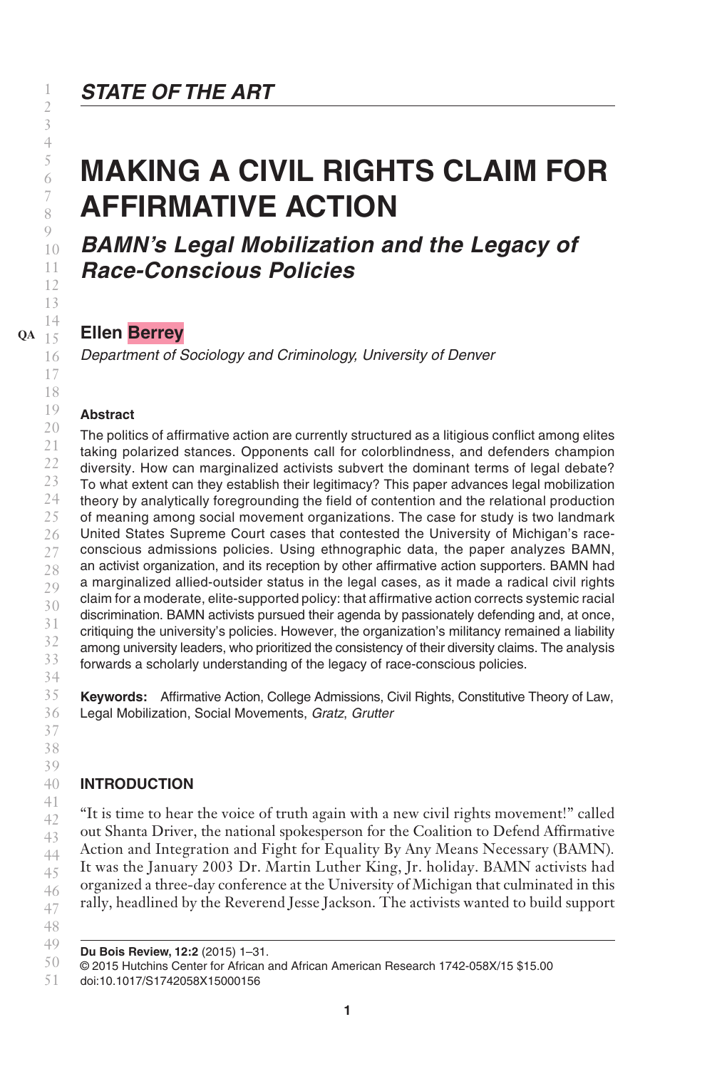*STATE OF THE ART*

# MAKING A CIVIL RIGHTS CLAIM FOR AFFIRMATIVE ACTION

## *BAMN's Legal Mobilization and the Legacy of Race-Conscious Policies*

**Ellen Berrey**

*Department of Sociology and Criminology, University of Denver*

### Abstract

The politics of affirmative action are currently structured as a litigious conflict among elites taking polarized stances. Opponents call for colorblindness, and defenders champion diversity. How can marginalized activists subvert the dominant terms of legal debate? To what extent can they establish their legitimacy? This paper advances legal mobilization theory by analytically foregrounding the field of contention and the relational production of meaning among social movement organizations. The case for study is two landmark United States Supreme Court cases that contested the University of Michigan's race-conscious admissions policies. Using ethnographic data, the paper analyzes BAMN, an activist organization, and its reception by other affirmative action supporters. BAMN had a marginalized allied-outsider status in the legal cases, as it made a radical civil rights claim for a moderate, elite-supported policy: that affirmative action corrects systemic racial discrimination. BAMN activists pursued their agenda by passionately defending and, at once, critiquing the university's policies. However, the organization's militancy remained a liability among university leaders, who prioritized the consistency of their diversity claims. The analysis forwards a scholarly understanding of the legacy of race-conscious policies.

**Keywords:** Affirmative Action, College Admissions, Civil Rights, Constitutive Theory of Law, Legal Mobilization, Social Movements, *Gratz*, *Grutter*

### INTRODUCTION

"It is time to hear the voice of truth again with a new civil rights movement!" called out Shanta Driver, the national spokesperson for the Coalition to Defend Affirmative Action and Integration and Fight for Equality By Any Means Necessary (BAMN). It was the January 2003 Dr. Martin Luther King, Jr. holiday. BAMN activists had organized a three-day conference at the University of Michigan that culminated in this rally, headlined by the Reverend Jesse Jackson. The activists wanted to build support

**Du Bois Review, 12:2** (2015) 1–31.
© 2015 Hutchins Center for African and African American Research 1742-058X/15 $15.00
doi:10.1017/S1742058X15000156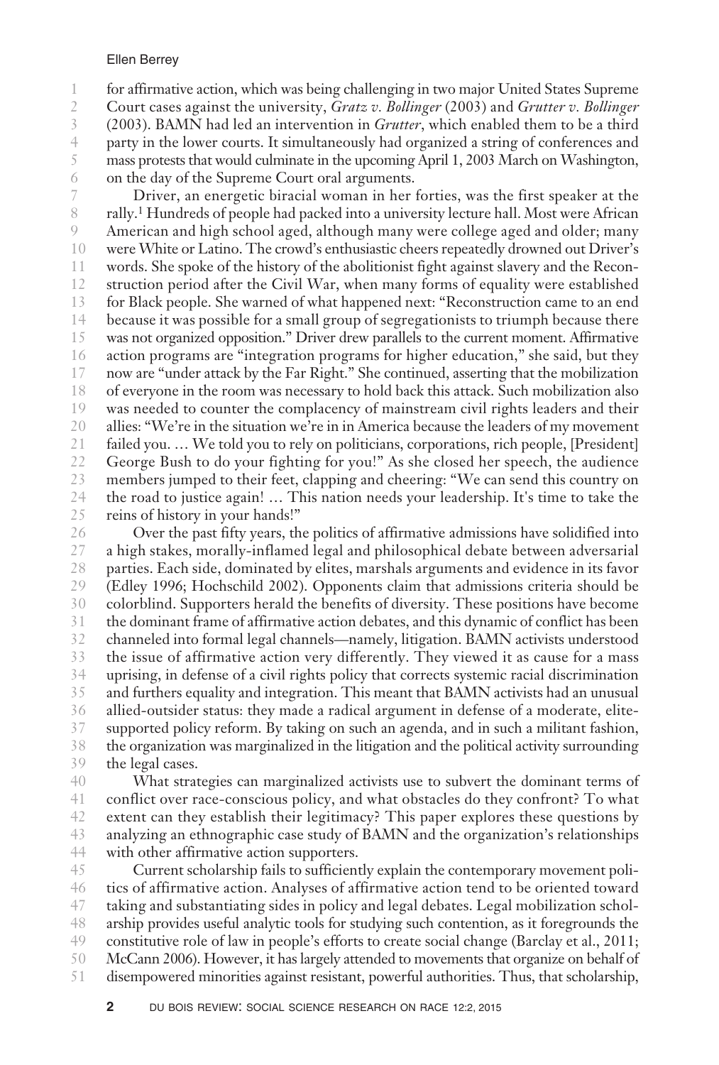for affirmative action, which was being challenging in two major United States Supreme Court cases against the university, *Gratz v. Bollinger* (2003) and *Grutter v. Bollinger* (2003). BAMN had led an intervention in *Grutter*, which enabled them to be a third party in the lower courts. It simultaneously had organized a string of conferences and mass protests that would culminate in the upcoming April 1, 2003 March on Washington, on the day of the Supreme Court oral arguments.

Driver, an energetic biracial woman in her forties, was the first speaker at the rally.[1] Hundreds of people had packed into a university lecture hall. Most were African American and high school aged, although many were college aged and older; many were White or Latino. The crowd's enthusiastic cheers repeatedly drowned out Driver's words. She spoke of the history of the abolitionist fight against slavery and the Reconstruction period after the Civil War, when many forms of equality were established for Black people. She warned of what happened next: "Reconstruction came to an end because it was possible for a small group of segregationists to triumph because there was not organized opposition." Driver drew parallels to the current moment. Affirmative action programs are "integration programs for higher education," she said, but they now are "under attack by the Far Right." She continued, asserting that the mobilization of everyone in the room was necessary to hold back this attack. Such mobilization also was needed to counter the complacency of mainstream civil rights leaders and their allies: "We're in the situation we're in in America because the leaders of my movement failed you. … We told you to rely on politicians, corporations, rich people, [President] George Bush to do your fighting for you!" As she closed her speech, the audience members jumped to their feet, clapping and cheering: "We can send this country on the road to justice again! … This nation needs your leadership. It's time to take the reins of history in your hands!"

Over the past fifty years, the politics of affirmative admissions have solidified into a high stakes, morally-inflamed legal and philosophical debate between adversarial parties. Each side, dominated by elites, marshals arguments and evidence in its favor (Edley 1996; Hochschild 2002). Opponents claim that admissions criteria should be colorblind. Supporters herald the benefits of diversity. These positions have become the dominant frame of affirmative action debates, and this dynamic of conflict has been channeled into formal legal channels—namely, litigation. BAMN activists understood the issue of affirmative action very differently. They viewed it as cause for a mass uprising, in defense of a civil rights policy that corrects systemic racial discrimination and furthers equality and integration. This meant that BAMN activists had an unusual allied-outsider status: they made a radical argument in defense of a moderate, elite-supported policy reform. By taking on such an agenda, and in such a militant fashion, the organization was marginalized in the litigation and the political activity surrounding the legal cases.

What strategies can marginalized activists use to subvert the dominant terms of conflict over race-conscious policy, and what obstacles do they confront? To what extent can they establish their legitimacy? This paper explores these questions by analyzing an ethnographic case study of BAMN and the organization's relationships with other affirmative action supporters.

Current scholarship fails to sufficiently explain the contemporary movement politics of affirmative action. Analyses of affirmative action tend to be oriented toward taking and substantiating sides in policy and legal debates. Legal mobilization scholarship provides useful analytic tools for studying such contention, as it foregrounds the constitutive role of law in people's efforts to create social change (Barclay et al., 2011; McCann 2006). However, it has largely attended to movements that organize on behalf of disempowered minorities against resistant, powerful authorities. Thus, that scholarship,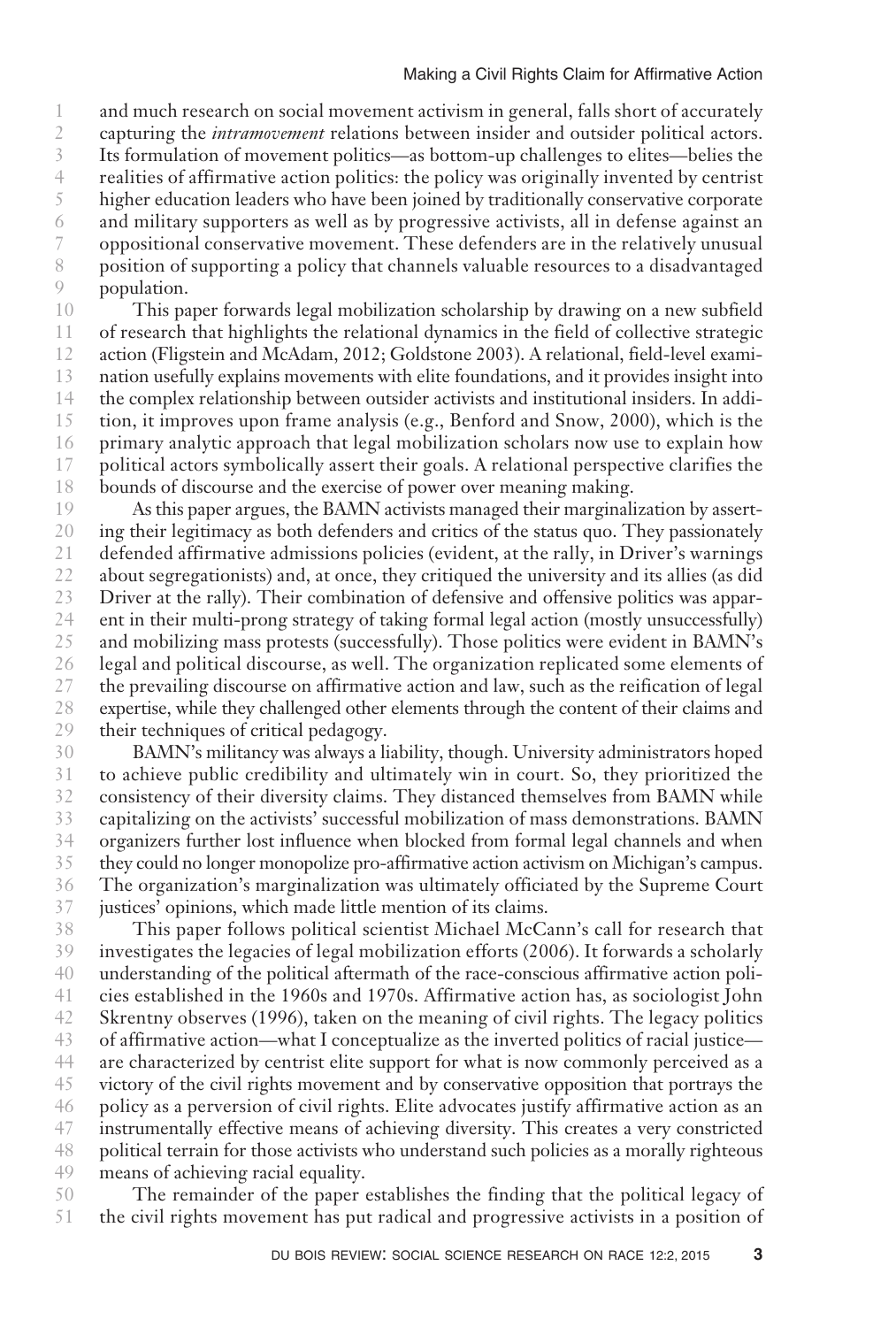and much research on social movement activism in general, falls short of accurately capturing the *intramovement* relations between insider and outsider political actors. Its formulation of movement politics—as bottom-up challenges to elites—belies the realities of affirmative action politics: the policy was originally invented by centrist higher education leaders who have been joined by traditionally conservative corporate and military supporters as well as by progressive activists, all in defense against an oppositional conservative movement. These defenders are in the relatively unusual position of supporting a policy that channels valuable resources to a disadvantaged population.

This paper forwards legal mobilization scholarship by drawing on a new subfield of research that highlights the relational dynamics in the field of collective strategic action (Fligstein and McAdam, 2012; Goldstone 2003). A relational, field-level examination usefully explains movements with elite foundations, and it provides insight into the complex relationship between outsider activists and institutional insiders. In addition, it improves upon frame analysis (e.g., Benford and Snow, 2000), which is the primary analytic approach that legal mobilization scholars now use to explain how political actors symbolically assert their goals. A relational perspective clarifies the bounds of discourse and the exercise of power over meaning making.

As this paper argues, the BAMN activists managed their marginalization by asserting their legitimacy as both defenders and critics of the status quo. They passionately defended affirmative admissions policies (evident, at the rally, in Driver's warnings about segregationists) and, at once, they critiqued the university and its allies (as did Driver at the rally). Their combination of defensive and offensive politics was apparent in their multi-prong strategy of taking formal legal action (mostly unsuccessfully) and mobilizing mass protests (successfully). Those politics were evident in BAMN's legal and political discourse, as well. The organization replicated some elements of the prevailing discourse on affirmative action and law, such as the reification of legal expertise, while they challenged other elements through the content of their claims and their techniques of critical pedagogy.

BAMN's militancy was always a liability, though. University administrators hoped to achieve public credibility and ultimately win in court. So, they prioritized the consistency of their diversity claims. They distanced themselves from BAMN while capitalizing on the activists' successful mobilization of mass demonstrations. BAMN organizers further lost influence when blocked from formal legal channels and when they could no longer monopolize pro-affirmative action activism on Michigan's campus. The organization's marginalization was ultimately officiated by the Supreme Court justices' opinions, which made little mention of its claims.

This paper follows political scientist Michael McCann's call for research that investigates the legacies of legal mobilization efforts (2006). It forwards a scholarly understanding of the political aftermath of the race-conscious affirmative action policies established in the 1960s and 1970s. Affirmative action has, as sociologist John Skrentny observes (1996), taken on the meaning of civil rights. The legacy politics of affirmative action—what I conceptualize as the inverted politics of racial justice—are characterized by centrist elite support for what is now commonly perceived as a victory of the civil rights movement and by conservative opposition that portrays the policy as a perversion of civil rights. Elite advocates justify affirmative action as an instrumentally effective means of achieving diversity. This creates a very constricted political terrain for those activists who understand such policies as a morally righteous means of achieving racial equality.

The remainder of the paper establishes the finding that the political legacy of the civil rights movement has put radical and progressive activists in a position of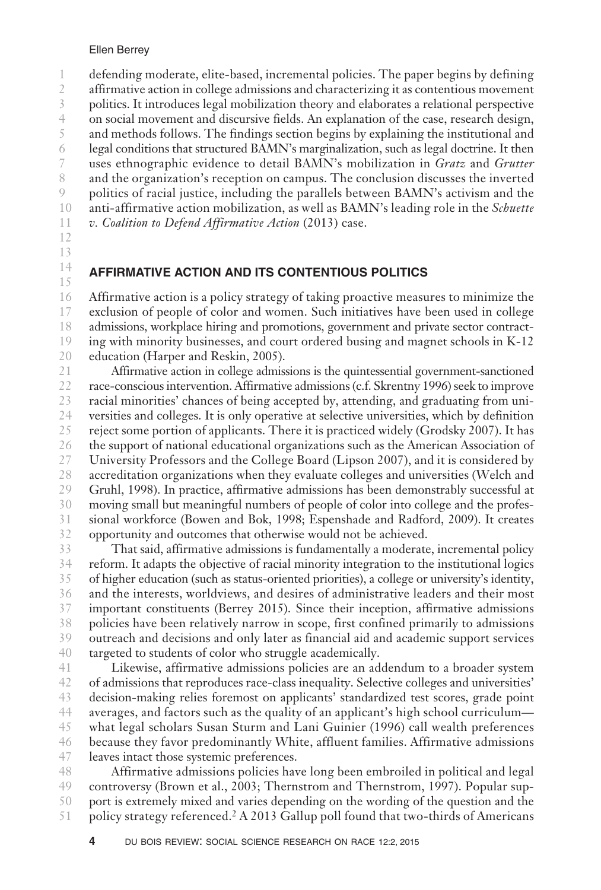defending moderate, elite-based, incremental policies. The paper begins by defining affirmative action in college admissions and characterizing it as contentious movement politics. It introduces legal mobilization theory and elaborates a relational perspective on social movement and discursive fields. An explanation of the case, research design, and methods follows. The findings section begins by explaining the institutional and legal conditions that structured BAMN's marginalization, such as legal doctrine. It then uses ethnographic evidence to detail BAMN's mobilization in *Gratz* and *Grutter* and the organization's reception on campus. The conclusion discusses the inverted politics of racial justice, including the parallels between BAMN's activism and the anti-affirmative action mobilization, as well as BAMN's leading role in the *Schuette v. Coalition to Defend Affirmative Action* (2013) case.

## AFFIRMATIVE ACTION AND ITS CONTENTIOUS POLITICS

Affirmative action is a policy strategy of taking proactive measures to minimize the exclusion of people of color and women. Such initiatives have been used in college admissions, workplace hiring and promotions, government and private sector contracting with minority businesses, and court ordered busing and magnet schools in K-12 education (Harper and Reskin, 2005).

Affirmative action in college admissions is the quintessential government-sanctioned race-conscious intervention. Affirmative admissions (c.f. Skrentny 1996) seek to improve racial minorities' chances of being accepted by, attending, and graduating from universities and colleges. It is only operative at selective universities, which by definition reject some portion of applicants. There it is practiced widely (Grodsky 2007). It has the support of national educational organizations such as the American Association of University Professors and the College Board (Lipson 2007), and it is considered by accreditation organizations when they evaluate colleges and universities (Welch and Gruhl, 1998). In practice, affirmative admissions has been demonstrably successful at moving small but meaningful numbers of people of color into college and the professional workforce (Bowen and Bok, 1998; Espenshade and Radford, 2009). It creates opportunity and outcomes that otherwise would not be achieved.

That said, affirmative admissions is fundamentally a moderate, incremental policy reform. It adapts the objective of racial minority integration to the institutional logics of higher education (such as status-oriented priorities), a college or university's identity, and the interests, worldviews, and desires of administrative leaders and their most important constituents (Berrey 2015). Since their inception, affirmative admissions policies have been relatively narrow in scope, first confined primarily to admissions outreach and decisions and only later as financial aid and academic support services targeted to students of color who struggle academically.

Likewise, affirmative admissions policies are an addendum to a broader system of admissions that reproduces race-class inequality. Selective colleges and universities' decision-making relies foremost on applicants' standardized test scores, grade point averages, and factors such as the quality of an applicant's high school curriculum—what legal scholars Susan Sturm and Lani Guinier (1996) call wealth preferences because they favor predominantly White, affluent families. Affirmative admissions leaves intact those systemic preferences.

Affirmative admissions policies have long been embroiled in political and legal controversy (Brown et al., 2003; Thernstrom and Thernstrom, 1997). Popular support is extremely mixed and varies depending on the wording of the question and the policy strategy referenced.[2] A 2013 Gallup poll found that two-thirds of Americans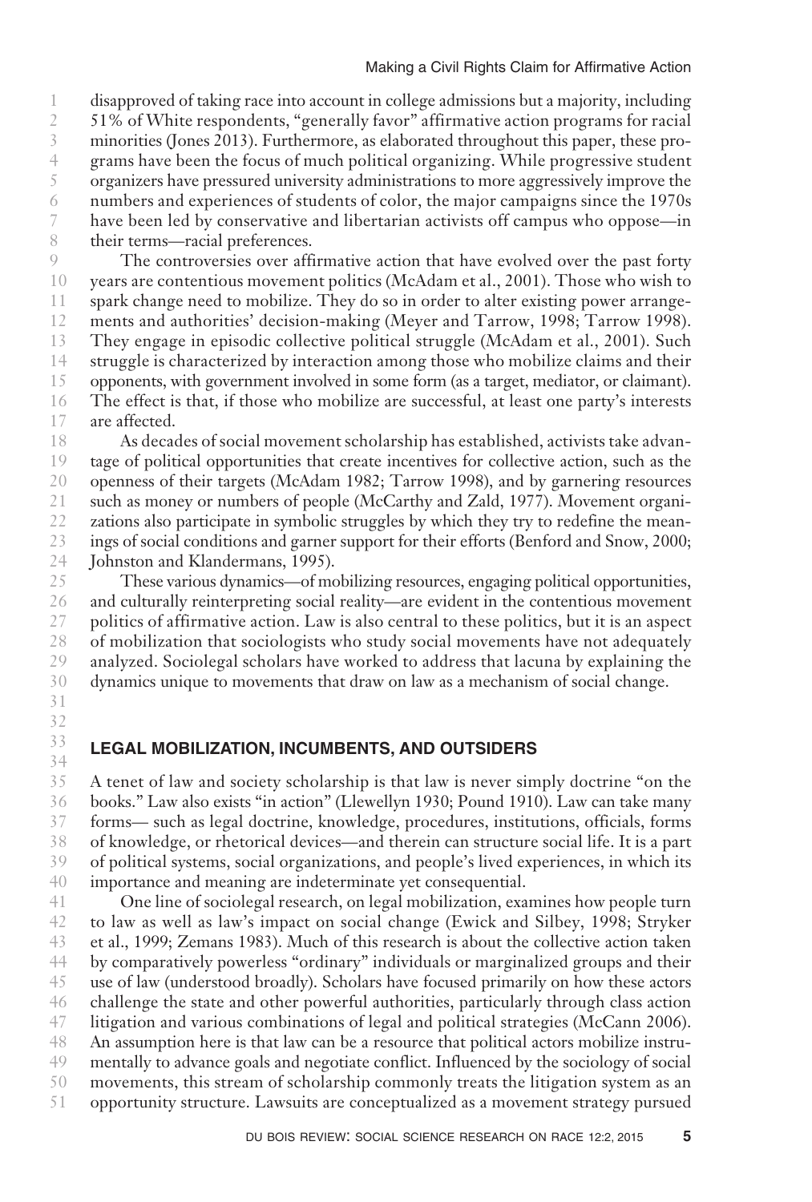disapproved of taking race into account in college admissions but a majority, including 51% of White respondents, "generally favor" affirmative action programs for racial minorities (Jones 2013). Furthermore, as elaborated throughout this paper, these programs have been the focus of much political organizing. While progressive student organizers have pressured university administrations to more aggressively improve the numbers and experiences of students of color, the major campaigns since the 1970s have been led by conservative and libertarian activists off campus who oppose—in their terms—racial preferences.

The controversies over affirmative action that have evolved over the past forty years are contentious movement politics (McAdam et al., 2001). Those who wish to spark change need to mobilize. They do so in order to alter existing power arrangements and authorities' decision-making (Meyer and Tarrow, 1998; Tarrow 1998). They engage in episodic collective political struggle (McAdam et al., 2001). Such struggle is characterized by interaction among those who mobilize claims and their opponents, with government involved in some form (as a target, mediator, or claimant). The effect is that, if those who mobilize are successful, at least one party's interests are affected.

As decades of social movement scholarship has established, activists take advantage of political opportunities that create incentives for collective action, such as the openness of their targets (McAdam 1982; Tarrow 1998), and by garnering resources such as money or numbers of people (McCarthy and Zald, 1977). Movement organizations also participate in symbolic struggles by which they try to redefine the meanings of social conditions and garner support for their efforts (Benford and Snow, 2000; Johnston and Klandermans, 1995).

These various dynamics—of mobilizing resources, engaging political opportunities, and culturally reinterpreting social reality—are evident in the contentious movement politics of affirmative action. Law is also central to these politics, but it is an aspect of mobilization that sociologists who study social movements have not adequately analyzed. Sociolegal scholars have worked to address that lacuna by explaining the dynamics unique to movements that draw on law as a mechanism of social change.

## LEGAL MOBILIZATION, INCUMBENTS, AND OUTSIDERS

A tenet of law and society scholarship is that law is never simply doctrine "on the books." Law also exists "in action" (Llewellyn 1930; Pound 1910). Law can take many forms— such as legal doctrine, knowledge, procedures, institutions, officials, forms of knowledge, or rhetorical devices—and therein can structure social life. It is a part of political systems, social organizations, and people's lived experiences, in which its importance and meaning are indeterminate yet consequential.

One line of sociolegal research, on legal mobilization, examines how people turn to law as well as law's impact on social change (Ewick and Silbey, 1998; Stryker et al., 1999; Zemans 1983). Much of this research is about the collective action taken by comparatively powerless "ordinary" individuals or marginalized groups and their use of law (understood broadly). Scholars have focused primarily on how these actors challenge the state and other powerful authorities, particularly through class action litigation and various combinations of legal and political strategies (McCann 2006). An assumption here is that law can be a resource that political actors mobilize instrumentally to advance goals and negotiate conflict. Influenced by the sociology of social movements, this stream of scholarship commonly treats the litigation system as an opportunity structure. Lawsuits are conceptualized as a movement strategy pursued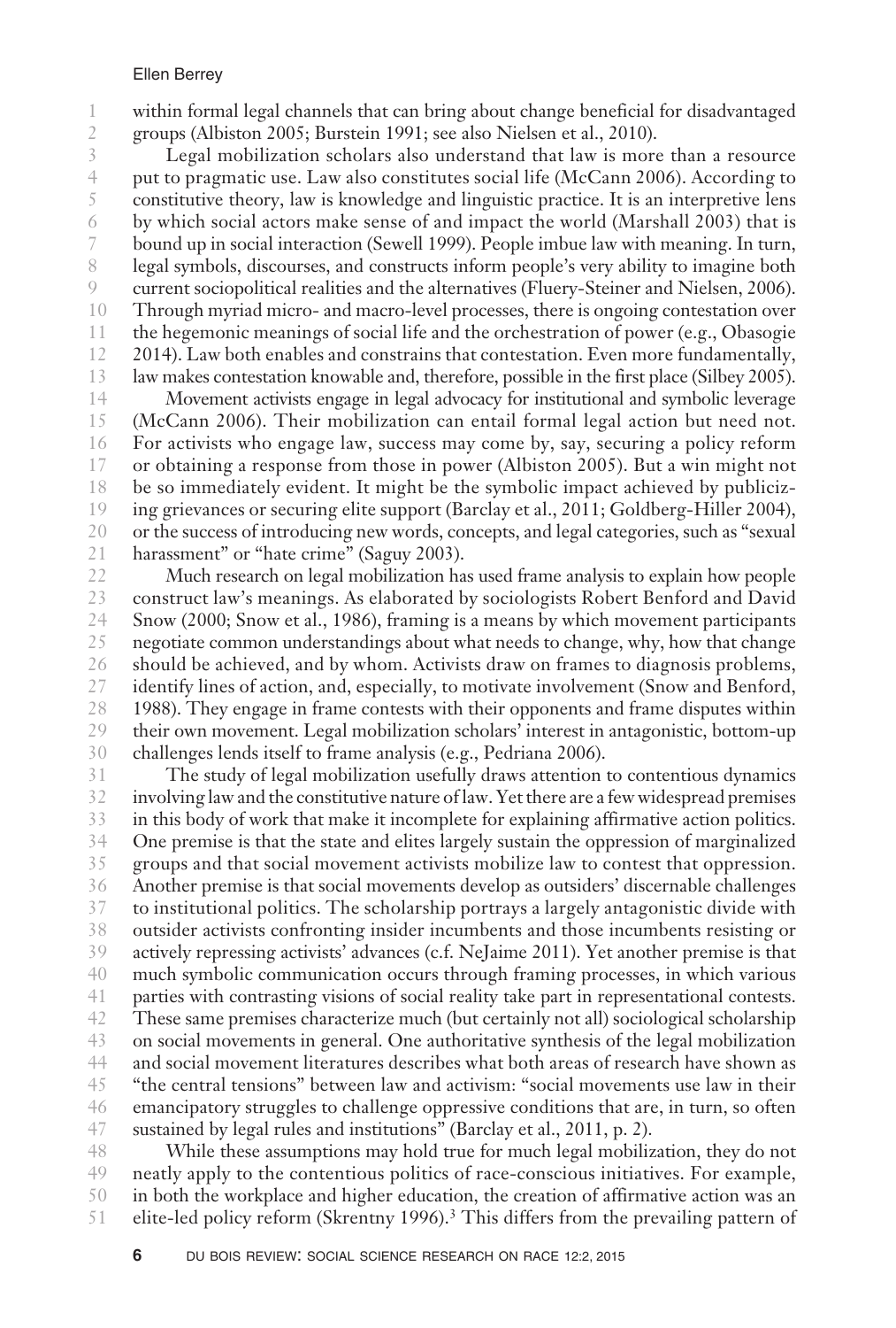within formal legal channels that can bring about change beneficial for disadvantaged groups (Albiston 2005; Burstein 1991; see also Nielsen et al., 2010).

Legal mobilization scholars also understand that law is more than a resource put to pragmatic use. Law also constitutes social life (McCann 2006). According to constitutive theory, law is knowledge and linguistic practice. It is an interpretive lens by which social actors make sense of and impact the world (Marshall 2003) that is bound up in social interaction (Sewell 1999). People imbue law with meaning. In turn, legal symbols, discourses, and constructs inform people's very ability to imagine both current sociopolitical realities and the alternatives (Fluery-Steiner and Nielsen, 2006). Through myriad micro- and macro-level processes, there is ongoing contestation over the hegemonic meanings of social life and the orchestration of power (e.g., Obasogie 2014). Law both enables and constrains that contestation. Even more fundamentally, law makes contestation knowable and, therefore, possible in the first place (Silbey 2005).

Movement activists engage in legal advocacy for institutional and symbolic leverage (McCann 2006). Their mobilization can entail formal legal action but need not. For activists who engage law, success may come by, say, securing a policy reform or obtaining a response from those in power (Albiston 2005). But a win might not be so immediately evident. It might be the symbolic impact achieved by publicizing grievances or securing elite support (Barclay et al., 2011; Goldberg-Hiller 2004), or the success of introducing new words, concepts, and legal categories, such as "sexual harassment" or "hate crime" (Saguy 2003).

Much research on legal mobilization has used frame analysis to explain how people construct law's meanings. As elaborated by sociologists Robert Benford and David Snow (2000; Snow et al., 1986), framing is a means by which movement participants negotiate common understandings about what needs to change, why, how that change should be achieved, and by whom. Activists draw on frames to diagnosis problems, identify lines of action, and, especially, to motivate involvement (Snow and Benford, 1988). They engage in frame contests with their opponents and frame disputes within their own movement. Legal mobilization scholars' interest in antagonistic, bottom-up challenges lends itself to frame analysis (e.g., Pedriana 2006).

The study of legal mobilization usefully draws attention to contentious dynamics involving law and the constitutive nature of law. Yet there are a few widespread premises in this body of work that make it incomplete for explaining affirmative action politics. One premise is that the state and elites largely sustain the oppression of marginalized groups and that social movement activists mobilize law to contest that oppression. Another premise is that social movements develop as outsiders' discernable challenges to institutional politics. The scholarship portrays a largely antagonistic divide with outsider activists confronting insider incumbents and those incumbents resisting or actively repressing activists' advances (c.f. NeJaime 2011). Yet another premise is that much symbolic communication occurs through framing processes, in which various parties with contrasting visions of social reality take part in representational contests. These same premises characterize much (but certainly not all) sociological scholarship on social movements in general. One authoritative synthesis of the legal mobilization and social movement literatures describes what both areas of research have shown as "the central tensions" between law and activism: "social movements use law in their emancipatory struggles to challenge oppressive conditions that are, in turn, so often sustained by legal rules and institutions" (Barclay et al., 2011, p. 2).

While these assumptions may hold true for much legal mobilization, they do not neatly apply to the contentious politics of race-conscious initiatives. For example, in both the workplace and higher education, the creation of affirmative action was an elite-led policy reform (Skrentny 1996).[3] This differs from the prevailing pattern of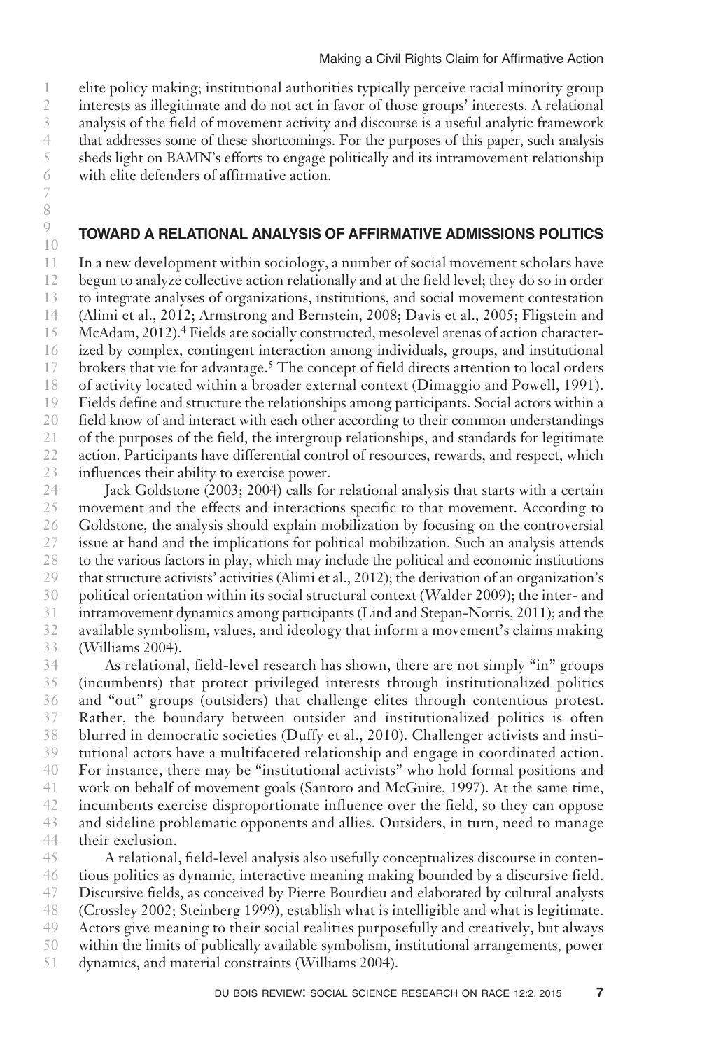elite policy making; institutional authorities typically perceive racial minority group interests as illegitimate and do not act in favor of those groups' interests. A relational analysis of the field of movement activity and discourse is a useful analytic framework that addresses some of these shortcomings. For the purposes of this paper, such analysis sheds light on BAMN's efforts to engage politically and its intramovement relationship with elite defenders of affirmative action.

## TOWARD A RELATIONAL ANALYSIS OF AFFIRMATIVE ADMISSIONS POLITICS

In a new development within sociology, a number of social movement scholars have begun to analyze collective action relationally and at the field level; they do so in order to integrate analyses of organizations, institutions, and social movement contestation (Alimi et al., 2012; Armstrong and Bernstein, 2008; Davis et al., 2005; Fligstein and McAdam, 2012).[4] Fields are socially constructed, mesolevel arenas of action characterized by complex, contingent interaction among individuals, groups, and institutional brokers that vie for advantage.[5] The concept of field directs attention to local orders of activity located within a broader external context (Dimaggio and Powell, 1991). Fields define and structure the relationships among participants. Social actors within a field know of and interact with each other according to their common understandings of the purposes of the field, the intergroup relationships, and standards for legitimate action. Participants have differential control of resources, rewards, and respect, which influences their ability to exercise power.

Jack Goldstone (2003; 2004) calls for relational analysis that starts with a certain movement and the effects and interactions specific to that movement. According to Goldstone, the analysis should explain mobilization by focusing on the controversial issue at hand and the implications for political mobilization. Such an analysis attends to the various factors in play, which may include the political and economic institutions that structure activists' activities (Alimi et al., 2012); the derivation of an organization's political orientation within its social structural context (Walder 2009); the inter- and intramovement dynamics among participants (Lind and Stepan-Norris, 2011); and the available symbolism, values, and ideology that inform a movement's claims making (Williams 2004).

As relational, field-level research has shown, there are not simply "in" groups (incumbents) that protect privileged interests through institutionalized politics and "out" groups (outsiders) that challenge elites through contentious protest. Rather, the boundary between outsider and institutionalized politics is often blurred in democratic societies (Duffy et al., 2010). Challenger activists and institutional actors have a multifaceted relationship and engage in coordinated action. For instance, there may be "institutional activists" who hold formal positions and work on behalf of movement goals (Santoro and McGuire, 1997). At the same time, incumbents exercise disproportionate influence over the field, so they can oppose and sideline problematic opponents and allies. Outsiders, in turn, need to manage their exclusion.

A relational, field-level analysis also usefully conceptualizes discourse in contentious politics as dynamic, interactive meaning making bounded by a discursive field. Discursive fields, as conceived by Pierre Bourdieu and elaborated by cultural analysts (Crossley 2002; Steinberg 1999), establish what is intelligible and what is legitimate. Actors give meaning to their social realities purposefully and creatively, but always within the limits of publically available symbolism, institutional arrangements, power dynamics, and material constraints (Williams 2004).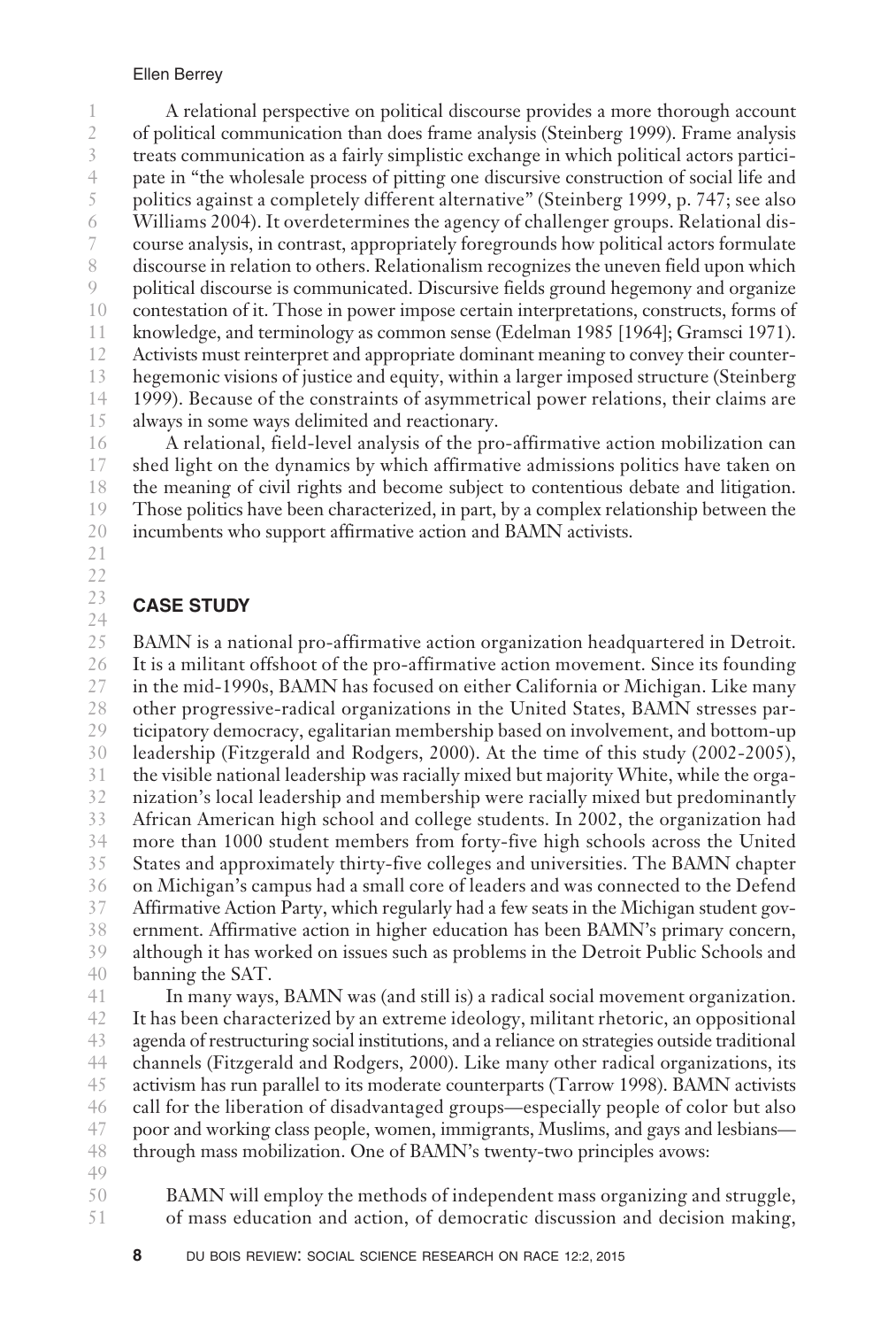A relational perspective on political discourse provides a more thorough account of political communication than does frame analysis (Steinberg 1999). Frame analysis treats communication as a fairly simplistic exchange in which political actors participate in "the wholesale process of pitting one discursive construction of social life and politics against a completely different alternative" (Steinberg 1999, p. 747; see also Williams 2004). It overdetermines the agency of challenger groups. Relational discourse analysis, in contrast, appropriately foregrounds how political actors formulate discourse in relation to others. Relationalism recognizes the uneven field upon which political discourse is communicated. Discursive fields ground hegemony and organize contestation of it. Those in power impose certain interpretations, constructs, forms of knowledge, and terminology as common sense (Edelman 1985 [1964]; Gramsci 1971). Activists must reinterpret and appropriate dominant meaning to convey their counter-hegemonic visions of justice and equity, within a larger imposed structure (Steinberg 1999). Because of the constraints of asymmetrical power relations, their claims are always in some ways delimited and reactionary.

A relational, field-level analysis of the pro-affirmative action mobilization can shed light on the dynamics by which affirmative admissions politics have taken on the meaning of civil rights and become subject to contentious debate and litigation. Those politics have been characterized, in part, by a complex relationship between the incumbents who support affirmative action and BAMN activists.

## CASE STUDY

BAMN is a national pro-affirmative action organization headquartered in Detroit. It is a militant offshoot of the pro-affirmative action movement. Since its founding in the mid-1990s, BAMN has focused on either California or Michigan. Like many other progressive-radical organizations in the United States, BAMN stresses participatory democracy, egalitarian membership based on involvement, and bottom-up leadership (Fitzgerald and Rodgers, 2000). At the time of this study (2002-2005), the visible national leadership was racially mixed but majority White, while the organization's local leadership and membership were racially mixed but predominantly African American high school and college students. In 2002, the organization had more than 1000 student members from forty-five high schools across the United States and approximately thirty-five colleges and universities. The BAMN chapter on Michigan's campus had a small core of leaders and was connected to the Defend Affirmative Action Party, which regularly had a few seats in the Michigan student government. Affirmative action in higher education has been BAMN's primary concern, although it has worked on issues such as problems in the Detroit Public Schools and banning the SAT.

In many ways, BAMN was (and still is) a radical social movement organization. It has been characterized by an extreme ideology, militant rhetoric, an oppositional agenda of restructuring social institutions, and a reliance on strategies outside traditional channels (Fitzgerald and Rodgers, 2000). Like many other radical organizations, its activism has run parallel to its moderate counterparts (Tarrow 1998). BAMN activists call for the liberation of disadvantaged groups—especially people of color but also poor and working class people, women, immigrants, Muslims, and gays and lesbians—through mass mobilization. One of BAMN's twenty-two principles avows:

> BAMN will employ the methods of independent mass organizing and struggle, of mass education and action, of democratic discussion and decision making,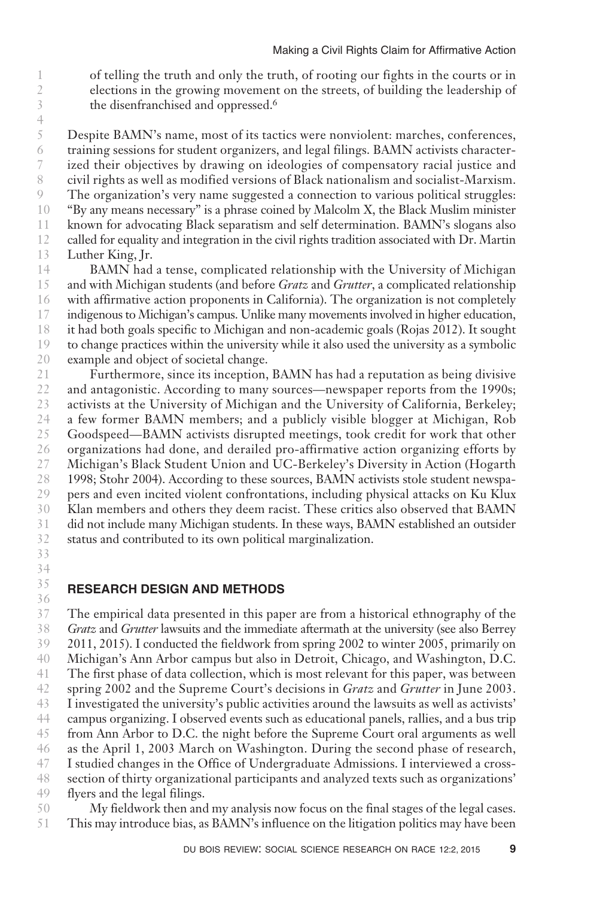of telling the truth and only the truth, of rooting our fights in the courts or in elections in the growing movement on the streets, of building the leadership of the disenfranchised and oppressed.[6]

Despite BAMN's name, most of its tactics were nonviolent: marches, conferences, training sessions for student organizers, and legal filings. BAMN activists characterized their objectives by drawing on ideologies of compensatory racial justice and civil rights as well as modified versions of Black nationalism and socialist-Marxism. The organization's very name suggested a connection to various political struggles: "By any means necessary" is a phrase coined by Malcolm X, the Black Muslim minister known for advocating Black separatism and self determination. BAMN's slogans also called for equality and integration in the civil rights tradition associated with Dr. Martin Luther King, Jr.

BAMN had a tense, complicated relationship with the University of Michigan and with Michigan students (and before *Gratz* and *Grutter*, a complicated relationship with affirmative action proponents in California). The organization is not completely indigenous to Michigan's campus. Unlike many movements involved in higher education, it had both goals specific to Michigan and non-academic goals (Rojas 2012). It sought to change practices within the university while it also used the university as a symbolic example and object of societal change.

Furthermore, since its inception, BAMN has had a reputation as being divisive and antagonistic. According to many sources—newspaper reports from the 1990s; activists at the University of Michigan and the University of California, Berkeley; a few former BAMN members; and a publicly visible blogger at Michigan, Rob Goodspeed—BAMN activists disrupted meetings, took credit for work that other organizations had done, and derailed pro-affirmative action organizing efforts by Michigan's Black Student Union and UC-Berkeley's Diversity in Action (Hogarth 1998; Stohr 2004). According to these sources, BAMN activists stole student newspapers and even incited violent confrontations, including physical attacks on Ku Klux Klan members and others they deem racist. These critics also observed that BAMN did not include many Michigan students. In these ways, BAMN established an outsider status and contributed to its own political marginalization.

## RESEARCH DESIGN AND METHODS

The empirical data presented in this paper are from a historical ethnography of the *Gratz* and *Grutter* lawsuits and the immediate aftermath at the university (see also Berrey 2011, 2015). I conducted the fieldwork from spring 2002 to winter 2005, primarily on Michigan's Ann Arbor campus but also in Detroit, Chicago, and Washington, D.C. The first phase of data collection, which is most relevant for this paper, was between spring 2002 and the Supreme Court's decisions in *Gratz* and *Grutter* in June 2003. I investigated the university's public activities around the lawsuits as well as activists' campus organizing. I observed events such as educational panels, rallies, and a bus trip from Ann Arbor to D.C. the night before the Supreme Court oral arguments as well as the April 1, 2003 March on Washington. During the second phase of research, I studied changes in the Office of Undergraduate Admissions. I interviewed a cross-section of thirty organizational participants and analyzed texts such as organizations' flyers and the legal filings.

My fieldwork then and my analysis now focus on the final stages of the legal cases. This may introduce bias, as BAMN's influence on the litigation politics may have been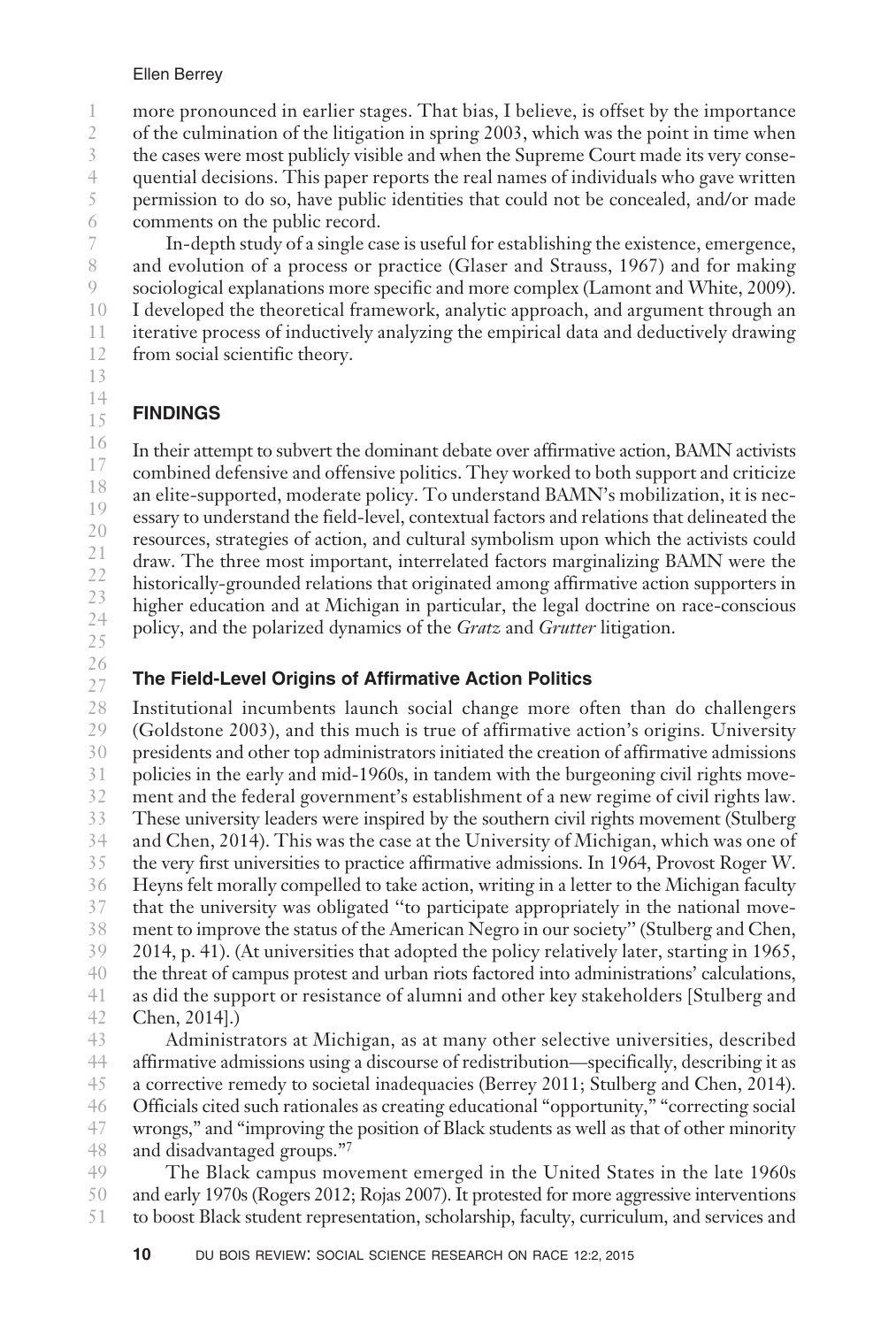more pronounced in earlier stages. That bias, I believe, is offset by the importance of the culmination of the litigation in spring 2003, which was the point in time when the cases were most publicly visible and when the Supreme Court made its very consequential decisions. This paper reports the real names of individuals who gave written permission to do so, have public identities that could not be concealed, and/or made comments on the public record.

In-depth study of a single case is useful for establishing the existence, emergence, and evolution of a process or practice (Glaser and Strauss, 1967) and for making sociological explanations more specific and more complex (Lamont and White, 2009). I developed the theoretical framework, analytic approach, and argument through an iterative process of inductively analyzing the empirical data and deductively drawing from social scientific theory.

## FINDINGS

In their attempt to subvert the dominant debate over affirmative action, BAMN activists combined defensive and offensive politics. They worked to both support and criticize an elite-supported, moderate policy. To understand BAMN's mobilization, it is necessary to understand the field-level, contextual factors and relations that delineated the resources, strategies of action, and cultural symbolism upon which the activists could draw. The three most important, interrelated factors marginalizing BAMN were the historically-grounded relations that originated among affirmative action supporters in higher education and at Michigan in particular, the legal doctrine on race-conscious policy, and the polarized dynamics of the *Gratz* and *Grutter* litigation.

### The Field-Level Origins of Affirmative Action Politics

Institutional incumbents launch social change more often than do challengers (Goldstone 2003), and this much is true of affirmative action's origins. University presidents and other top administrators initiated the creation of affirmative admissions policies in the early and mid-1960s, in tandem with the burgeoning civil rights movement and the federal government's establishment of a new regime of civil rights law. These university leaders were inspired by the southern civil rights movement (Stulberg and Chen, 2014). This was the case at the University of Michigan, which was one of the very first universities to practice affirmative admissions. In 1964, Provost Roger W. Heyns felt morally compelled to take action, writing in a letter to the Michigan faculty that the university was obligated "to participate appropriately in the national movement to improve the status of the American Negro in our society" (Stulberg and Chen, 2014, p. 41). (At universities that adopted the policy relatively later, starting in 1965, the threat of campus protest and urban riots factored into administrations' calculations, as did the support or resistance of alumni and other key stakeholders [Stulberg and Chen, 2014].)

Administrators at Michigan, as at many other selective universities, described affirmative admissions using a discourse of redistribution—specifically, describing it as a corrective remedy to societal inadequacies (Berrey 2011; Stulberg and Chen, 2014). Officials cited such rationales as creating educational "opportunity," "correcting social wrongs," and "improving the position of Black students as well as that of other minority and disadvantaged groups."[7]

The Black campus movement emerged in the United States in the late 1960s and early 1970s (Rogers 2012; Rojas 2007). It protested for more aggressive interventions to boost Black student representation, scholarship, faculty, curriculum, and services and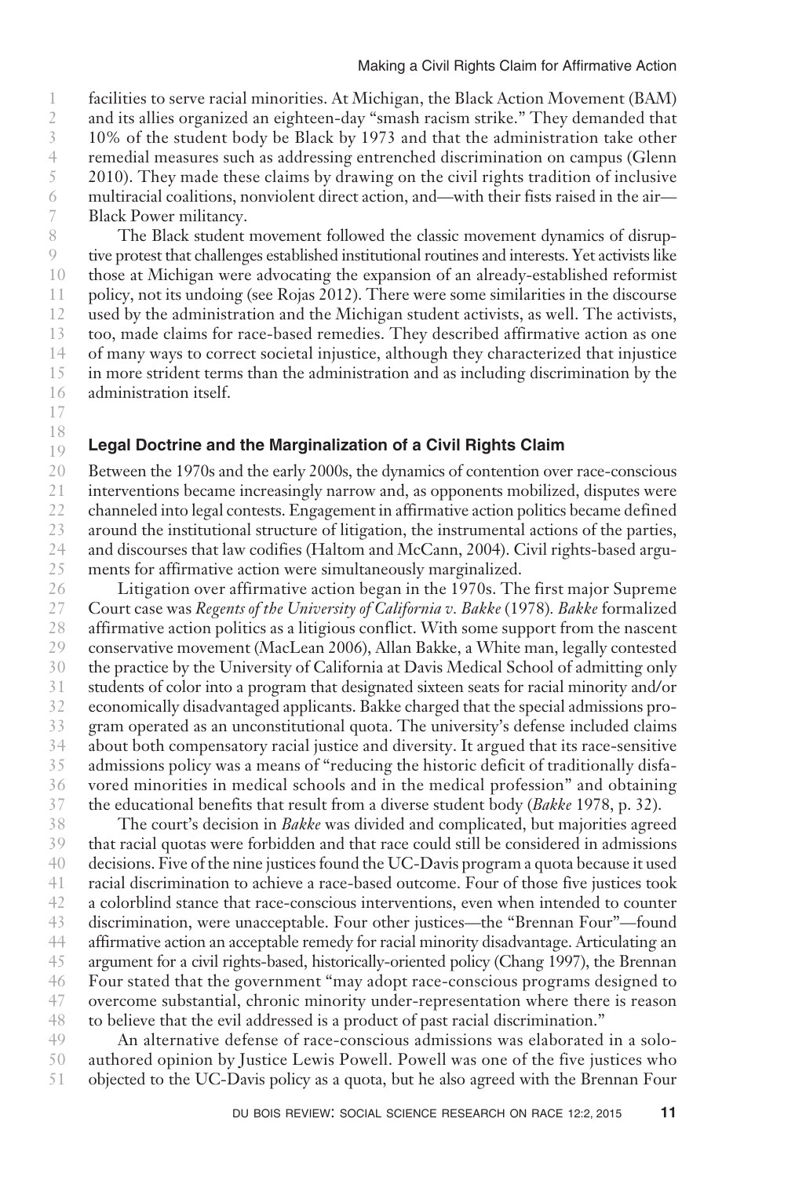facilities to serve racial minorities. At Michigan, the Black Action Movement (BAM) and its allies organized an eighteen-day "smash racism strike." They demanded that 10% of the student body be Black by 1973 and that the administration take other remedial measures such as addressing entrenched discrimination on campus (Glenn 2010). They made these claims by drawing on the civil rights tradition of inclusive multiracial coalitions, nonviolent direct action, and—with their fists raised in the air—Black Power militancy.

The Black student movement followed the classic movement dynamics of disruptive protest that challenges established institutional routines and interests. Yet activists like those at Michigan were advocating the expansion of an already-established reformist policy, not its undoing (see Rojas 2012). There were some similarities in the discourse used by the administration and the Michigan student activists, as well. The activists, too, made claims for race-based remedies. They described affirmative action as one of many ways to correct societal injustice, although they characterized that injustice in more strident terms than the administration and as including discrimination by the administration itself.

## Legal Doctrine and the Marginalization of a Civil Rights Claim

Between the 1970s and the early 2000s, the dynamics of contention over race-conscious interventions became increasingly narrow and, as opponents mobilized, disputes were channeled into legal contests. Engagement in affirmative action politics became defined around the institutional structure of litigation, the instrumental actions of the parties, and discourses that law codifies (Haltom and McCann, 2004). Civil rights-based arguments for affirmative action were simultaneously marginalized.

Litigation over affirmative action began in the 1970s. The first major Supreme Court case was *Regents of the University of California v. Bakke* (1978). *Bakke* formalized affirmative action politics as a litigious conflict. With some support from the nascent conservative movement (MacLean 2006), Allan Bakke, a White man, legally contested the practice by the University of California at Davis Medical School of admitting only students of color into a program that designated sixteen seats for racial minority and/or economically disadvantaged applicants. Bakke charged that the special admissions program operated as an unconstitutional quota. The university's defense included claims about both compensatory racial justice and diversity. It argued that its race-sensitive admissions policy was a means of "reducing the historic deficit of traditionally disfavored minorities in medical schools and in the medical profession" and obtaining the educational benefits that result from a diverse student body (*Bakke* 1978, p. 32).

The court's decision in *Bakke* was divided and complicated, but majorities agreed that racial quotas were forbidden and that race could still be considered in admissions decisions. Five of the nine justices found the UC-Davis program a quota because it used racial discrimination to achieve a race-based outcome. Four of those five justices took a colorblind stance that race-conscious interventions, even when intended to counter discrimination, were unacceptable. Four other justices—the "Brennan Four"—found affirmative action an acceptable remedy for racial minority disadvantage. Articulating an argument for a civil rights-based, historically-oriented policy (Chang 1997), the Brennan Four stated that the government "may adopt race-conscious programs designed to overcome substantial, chronic minority under-representation where there is reason to believe that the evil addressed is a product of past racial discrimination."

An alternative defense of race-conscious admissions was elaborated in a solo-authored opinion by Justice Lewis Powell. Powell was one of the five justices who objected to the UC-Davis policy as a quota, but he also agreed with the Brennan Four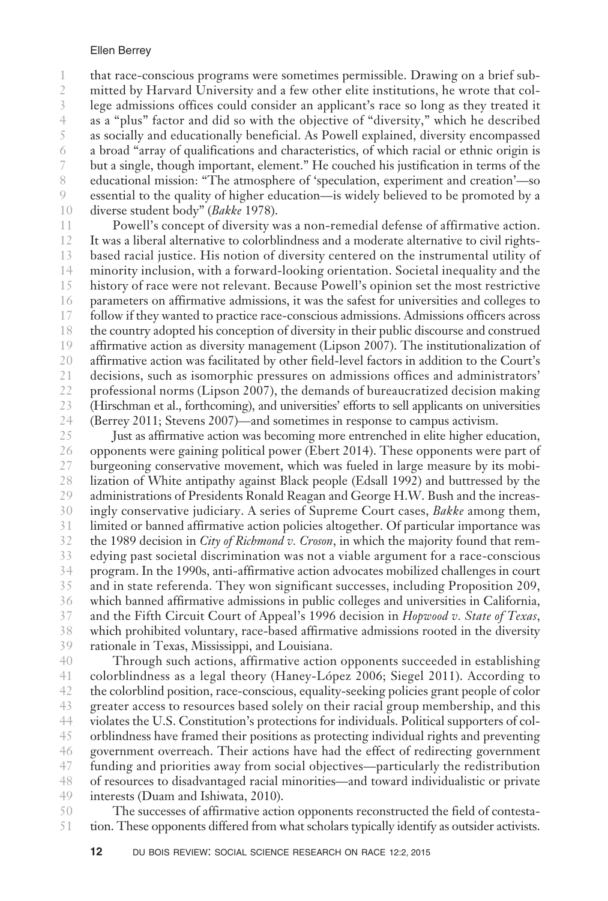that race-conscious programs were sometimes permissible. Drawing on a brief submitted by Harvard University and a few other elite institutions, he wrote that college admissions offices could consider an applicant's race so long as they treated it as a "plus" factor and did so with the objective of "diversity," which he described as socially and educationally beneficial. As Powell explained, diversity encompassed a broad "array of qualifications and characteristics, of which racial or ethnic origin is but a single, though important, element." He couched his justification in terms of the educational mission: "The atmosphere of 'speculation, experiment and creation'—so essential to the quality of higher education—is widely believed to be promoted by a diverse student body" (*Bakke* 1978).

Powell's concept of diversity was a non-remedial defense of affirmative action. It was a liberal alternative to colorblindness and a moderate alternative to civil rights-based racial justice. His notion of diversity centered on the instrumental utility of minority inclusion, with a forward-looking orientation. Societal inequality and the history of race were not relevant. Because Powell's opinion set the most restrictive parameters on affirmative admissions, it was the safest for universities and colleges to follow if they wanted to practice race-conscious admissions. Admissions officers across the country adopted his conception of diversity in their public discourse and construed affirmative action as diversity management (Lipson 2007). The institutionalization of affirmative action was facilitated by other field-level factors in addition to the Court's decisions, such as isomorphic pressures on admissions offices and administrators' professional norms (Lipson 2007), the demands of bureaucratized decision making (Hirschman et al., forthcoming), and universities' efforts to sell applicants on universities (Berrey 2011; Stevens 2007)—and sometimes in response to campus activism.

Just as affirmative action was becoming more entrenched in elite higher education, opponents were gaining political power (Ebert 2014). These opponents were part of burgeoning conservative movement, which was fueled in large measure by its mobilization of White antipathy against Black people (Edsall 1992) and buttressed by the administrations of Presidents Ronald Reagan and George H.W. Bush and the increasingly conservative judiciary. A series of Supreme Court cases, *Bakke* among them, limited or banned affirmative action policies altogether. Of particular importance was the 1989 decision in *City of Richmond v. Croson*, in which the majority found that remedying past societal discrimination was not a viable argument for a race-conscious program. In the 1990s, anti-affirmative action advocates mobilized challenges in court and in state referenda. They won significant successes, including Proposition 209, which banned affirmative admissions in public colleges and universities in California, and the Fifth Circuit Court of Appeal's 1996 decision in *Hopwood v. State of Texas*, which prohibited voluntary, race-based affirmative admissions rooted in the diversity rationale in Texas, Mississippi, and Louisiana.

Through such actions, affirmative action opponents succeeded in establishing colorblindness as a legal theory (Haney-López 2006; Siegel 2011). According to the colorblind position, race-conscious, equality-seeking policies grant people of color greater access to resources based solely on their racial group membership, and this violates the U.S. Constitution's protections for individuals. Political supporters of colorblindness have framed their positions as protecting individual rights and preventing government overreach. Their actions have had the effect of redirecting government funding and priorities away from social objectives—particularly the redistribution of resources to disadvantaged racial minorities—and toward individualistic or private interests (Duam and Ishiwata, 2010).

The successes of affirmative action opponents reconstructed the field of contestation. These opponents differed from what scholars typically identify as outsider activists.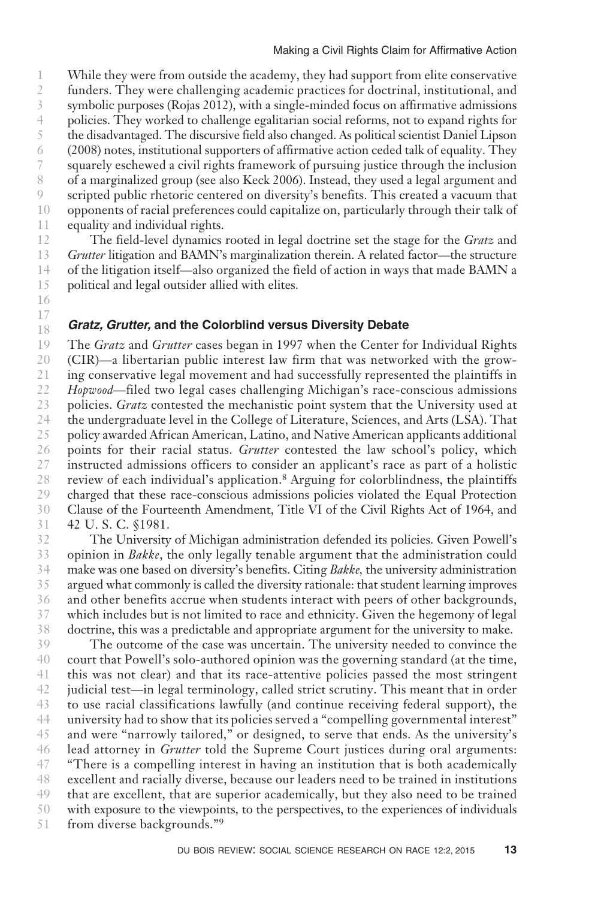While they were from outside the academy, they had support from elite conservative funders. They were challenging academic practices for doctrinal, institutional, and symbolic purposes (Rojas 2012), with a single-minded focus on affirmative admissions policies. They worked to challenge egalitarian social reforms, not to expand rights for the disadvantaged. The discursive field also changed. As political scientist Daniel Lipson (2008) notes, institutional supporters of affirmative action ceded talk of equality. They squarely eschewed a civil rights framework of pursuing justice through the inclusion of a marginalized group (see also Keck 2006). Instead, they used a legal argument and scripted public rhetoric centered on diversity's benefits. This created a vacuum that opponents of racial preferences could capitalize on, particularly through their talk of equality and individual rights.

The field-level dynamics rooted in legal doctrine set the stage for the *Gratz* and *Grutter* litigation and BAMN's marginalization therein. A related factor—the structure of the litigation itself—also organized the field of action in ways that made BAMN a political and legal outsider allied with elites.

### *Gratz, Grutter,* and the Colorblind versus Diversity Debate

The *Gratz* and *Grutter* cases began in 1997 when the Center for Individual Rights (CIR)—a libertarian public interest law firm that was networked with the growing conservative legal movement and had successfully represented the plaintiffs in *Hopwood*—filed two legal cases challenging Michigan's race-conscious admissions policies. *Gratz* contested the mechanistic point system that the University used at the undergraduate level in the College of Literature, Sciences, and Arts (LSA). That policy awarded African American, Latino, and Native American applicants additional points for their racial status. *Grutter* contested the law school's policy, which instructed admissions officers to consider an applicant's race as part of a holistic review of each individual's application.[8] Arguing for colorblindness, the plaintiffs charged that these race-conscious admissions policies violated the Equal Protection Clause of the Fourteenth Amendment, Title VI of the Civil Rights Act of 1964, and 42 U. S. C. §1981.

The University of Michigan administration defended its policies. Given Powell's opinion in *Bakke*, the only legally tenable argument that the administration could make was one based on diversity's benefits. Citing *Bakke*, the university administration argued what commonly is called the diversity rationale: that student learning improves and other benefits accrue when students interact with peers of other backgrounds, which includes but is not limited to race and ethnicity. Given the hegemony of legal doctrine, this was a predictable and appropriate argument for the university to make.

The outcome of the case was uncertain. The university needed to convince the court that Powell's solo-authored opinion was the governing standard (at the time, this was not clear) and that its race-attentive policies passed the most stringent judicial test—in legal terminology, called strict scrutiny. This meant that in order to use racial classifications lawfully (and continue receiving federal support), the university had to show that its policies served a "compelling governmental interest" and were "narrowly tailored," or designed, to serve that ends. As the university's lead attorney in *Grutter* told the Supreme Court justices during oral arguments: "There is a compelling interest in having an institution that is both academically excellent and racially diverse, because our leaders need to be trained in institutions that are excellent, that are superior academically, but they also need to be trained with exposure to the viewpoints, to the perspectives, to the experiences of individuals from diverse backgrounds."[9]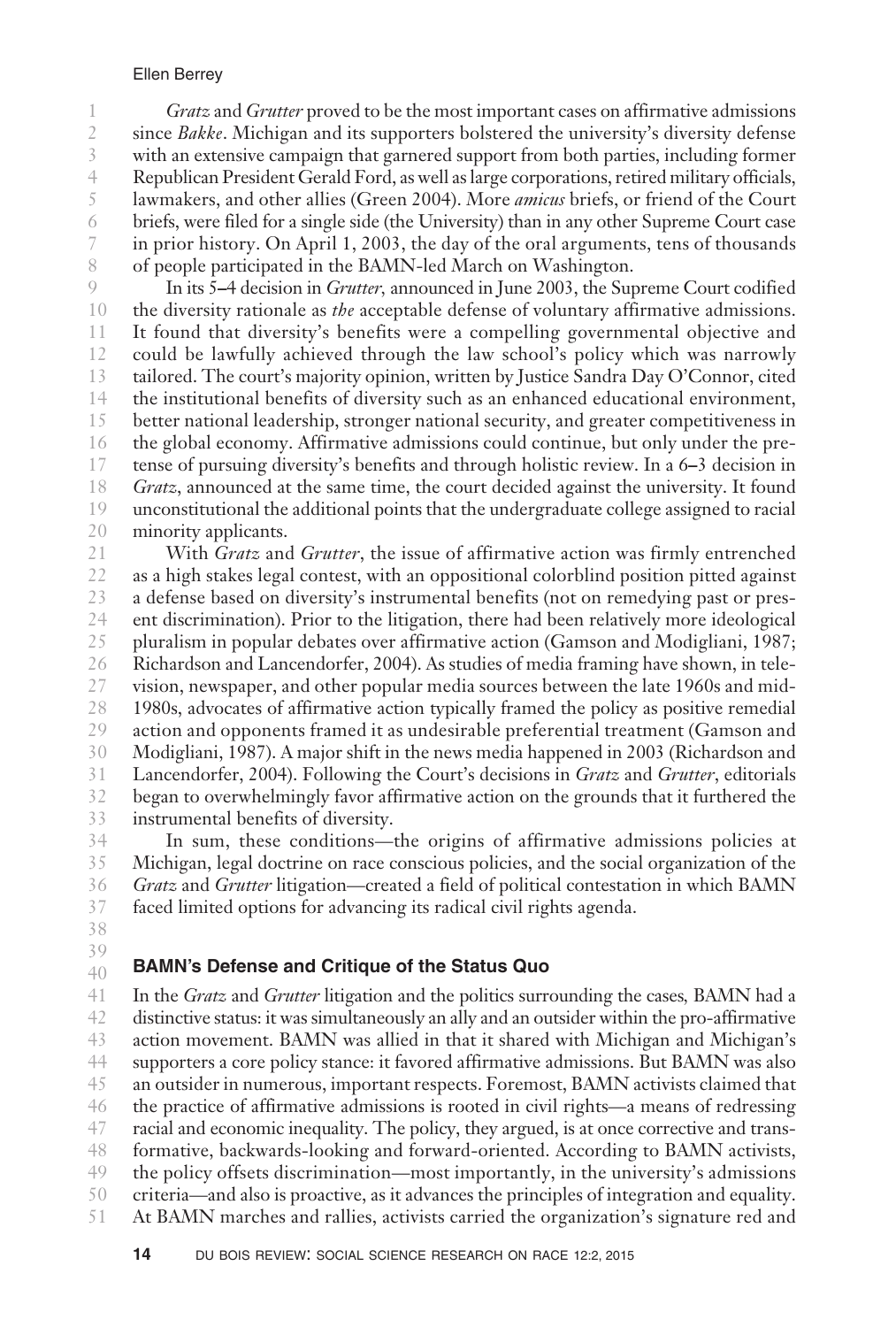*Gratz* and *Grutter* proved to be the most important cases on affirmative admissions since *Bakke*. Michigan and its supporters bolstered the university's diversity defense with an extensive campaign that garnered support from both parties, including former Republican President Gerald Ford, as well as large corporations, retired military officials, lawmakers, and other allies (Green 2004). More *amicus* briefs, or friend of the Court briefs, were filed for a single side (the University) than in any other Supreme Court case in prior history. On April 1, 2003, the day of the oral arguments, tens of thousands of people participated in the BAMN-led March on Washington.

In its 5–4 decision in *Grutter*, announced in June 2003, the Supreme Court codified the diversity rationale as *the* acceptable defense of voluntary affirmative admissions. It found that diversity's benefits were a compelling governmental objective and could be lawfully achieved through the law school's policy which was narrowly tailored. The court's majority opinion, written by Justice Sandra Day O'Connor, cited the institutional benefits of diversity such as an enhanced educational environment, better national leadership, stronger national security, and greater competitiveness in the global economy. Affirmative admissions could continue, but only under the pretense of pursuing diversity's benefits and through holistic review. In a 6–3 decision in *Gratz*, announced at the same time, the court decided against the university. It found unconstitutional the additional points that the undergraduate college assigned to racial minority applicants.

With *Gratz* and *Grutter*, the issue of affirmative action was firmly entrenched as a high stakes legal contest, with an oppositional colorblind position pitted against a defense based on diversity's instrumental benefits (not on remedying past or present discrimination). Prior to the litigation, there had been relatively more ideological pluralism in popular debates over affirmative action (Gamson and Modigliani, 1987; Richardson and Lancendorfer, 2004). As studies of media framing have shown, in television, newspaper, and other popular media sources between the late 1960s and mid-1980s, advocates of affirmative action typically framed the policy as positive remedial action and opponents framed it as undesirable preferential treatment (Gamson and Modigliani, 1987). A major shift in the news media happened in 2003 (Richardson and Lancendorfer, 2004). Following the Court's decisions in *Gratz* and *Grutter*, editorials began to overwhelmingly favor affirmative action on the grounds that it furthered the instrumental benefits of diversity.

In sum, these conditions—the origins of affirmative admissions policies at Michigan, legal doctrine on race conscious policies, and the social organization of the *Gratz* and *Grutter* litigation—created a field of political contestation in which BAMN faced limited options for advancing its radical civil rights agenda.

## BAMN's Defense and Critique of the Status Quo

In the *Gratz* and *Grutter* litigation and the politics surrounding the cases, BAMN had a distinctive status: it was simultaneously an ally and an outsider within the pro-affirmative action movement. BAMN was allied in that it shared with Michigan and Michigan's supporters a core policy stance: it favored affirmative admissions. But BAMN was also an outsider in numerous, important respects. Foremost, BAMN activists claimed that the practice of affirmative admissions is rooted in civil rights—a means of redressing racial and economic inequality. The policy, they argued, is at once corrective and transformative, backwards-looking and forward-oriented. According to BAMN activists, the policy offsets discrimination—most importantly, in the university's admissions criteria—and also is proactive, as it advances the principles of integration and equality. At BAMN marches and rallies, activists carried the organization's signature red and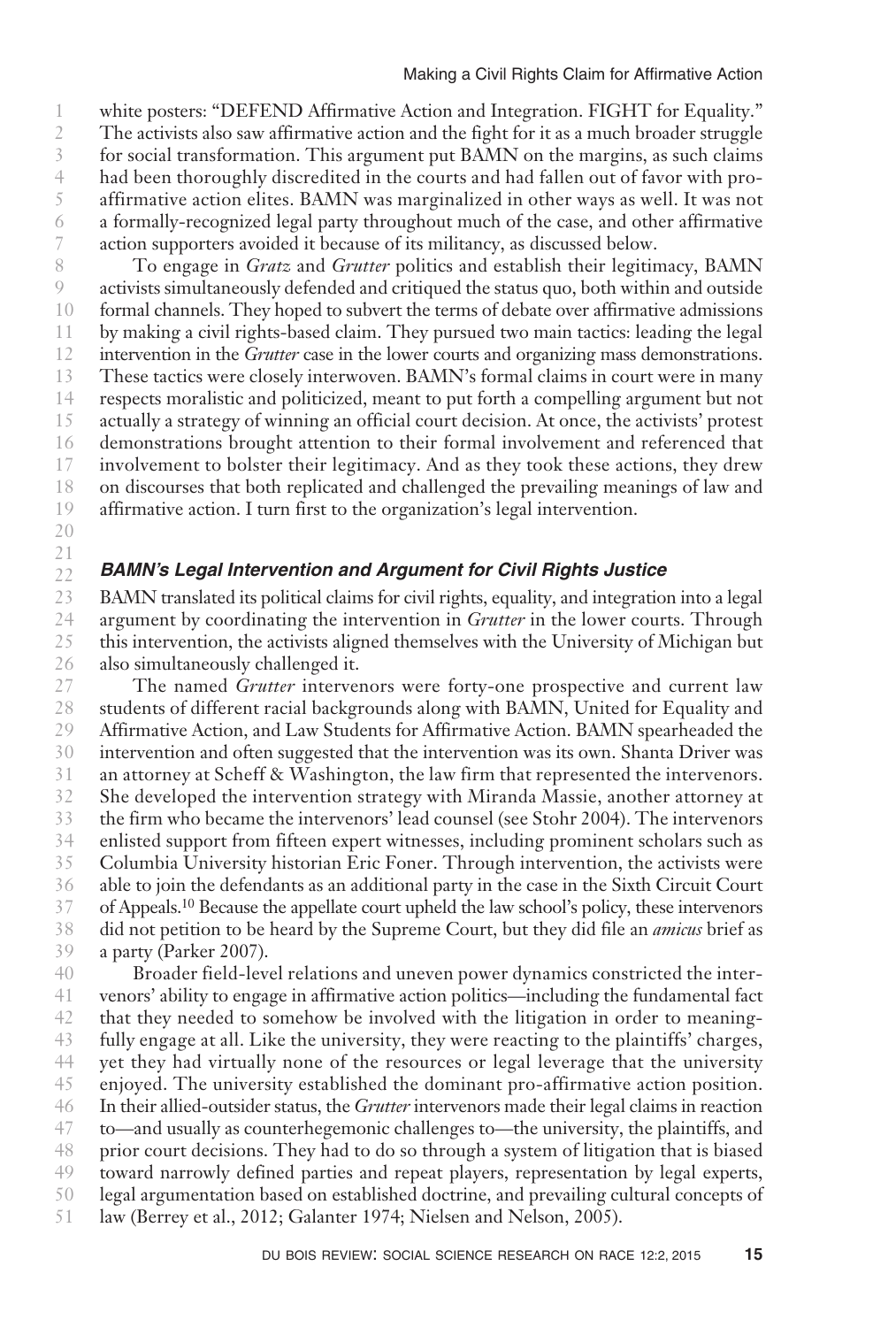white posters: "DEFEND Affirmative Action and Integration. FIGHT for Equality." The activists also saw affirmative action and the fight for it as a much broader struggle for social transformation. This argument put BAMN on the margins, as such claims had been thoroughly discredited in the courts and had fallen out of favor with pro-affirmative action elites. BAMN was marginalized in other ways as well. It was not a formally-recognized legal party throughout much of the case, and other affirmative action supporters avoided it because of its militancy, as discussed below.

To engage in *Gratz* and *Grutter* politics and establish their legitimacy, BAMN activists simultaneously defended and critiqued the status quo, both within and outside formal channels. They hoped to subvert the terms of debate over affirmative admissions by making a civil rights-based claim. They pursued two main tactics: leading the legal intervention in the *Grutter* case in the lower courts and organizing mass demonstrations. These tactics were closely interwoven. BAMN's formal claims in court were in many respects moralistic and politicized, meant to put forth a compelling argument but not actually a strategy of winning an official court decision. At once, the activists' protest demonstrations brought attention to their formal involvement and referenced that involvement to bolster their legitimacy. And as they took these actions, they drew on discourses that both replicated and challenged the prevailing meanings of law and affirmative action. I turn first to the organization's legal intervention.

### *BAMN's Legal Intervention and Argument for Civil Rights Justice*

BAMN translated its political claims for civil rights, equality, and integration into a legal argument by coordinating the intervention in *Grutter* in the lower courts. Through this intervention, the activists aligned themselves with the University of Michigan but also simultaneously challenged it.

The named *Grutter* intervenors were forty-one prospective and current law students of different racial backgrounds along with BAMN, United for Equality and Affirmative Action, and Law Students for Affirmative Action. BAMN spearheaded the intervention and often suggested that the intervention was its own. Shanta Driver was an attorney at Scheff & Washington, the law firm that represented the intervenors. She developed the intervention strategy with Miranda Massie, another attorney at the firm who became the intervenors' lead counsel (see Stohr 2004). The intervenors enlisted support from fifteen expert witnesses, including prominent scholars such as Columbia University historian Eric Foner. Through intervention, the activists were able to join the defendants as an additional party in the case in the Sixth Circuit Court of Appeals.[10] Because the appellate court upheld the law school's policy, these intervenors did not petition to be heard by the Supreme Court, but they did file an *amicus* brief as a party (Parker 2007).

Broader field-level relations and uneven power dynamics constricted the intervenors' ability to engage in affirmative action politics—including the fundamental fact that they needed to somehow be involved with the litigation in order to meaningfully engage at all. Like the university, they were reacting to the plaintiffs' charges, yet they had virtually none of the resources or legal leverage that the university enjoyed. The university established the dominant pro-affirmative action position. In their allied-outsider status, the *Grutter* intervenors made their legal claims in reaction to—and usually as counterhegemonic challenges to—the university, the plaintiffs, and prior court decisions. They had to do so through a system of litigation that is biased toward narrowly defined parties and repeat players, representation by legal experts, legal argumentation based on established doctrine, and prevailing cultural concepts of law (Berrey et al., 2012; Galanter 1974; Nielsen and Nelson, 2005).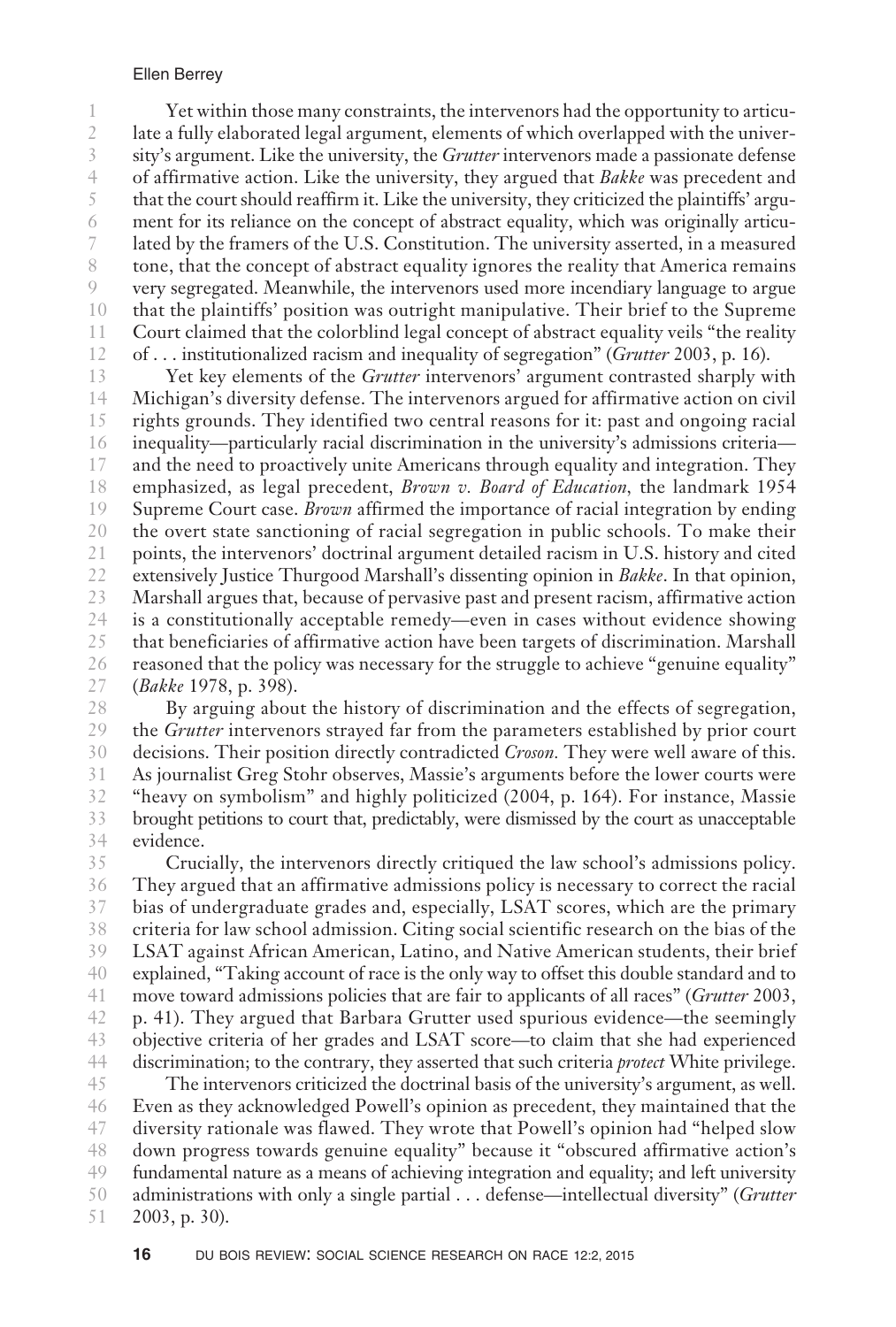Yet within those many constraints, the intervenors had the opportunity to articulate a fully elaborated legal argument, elements of which overlapped with the university's argument. Like the university, the *Grutter* intervenors made a passionate defense of affirmative action. Like the university, they argued that *Bakke* was precedent and that the court should reaffirm it. Like the university, they criticized the plaintiffs' argument for its reliance on the concept of abstract equality, which was originally articulated by the framers of the U.S. Constitution. The university asserted, in a measured tone, that the concept of abstract equality ignores the reality that America remains very segregated. Meanwhile, the intervenors used more incendiary language to argue that the plaintiffs' position was outright manipulative. Their brief to the Supreme Court claimed that the colorblind legal concept of abstract equality veils "the reality of . . . institutionalized racism and inequality of segregation" (*Grutter* 2003, p. 16).

Yet key elements of the *Grutter* intervenors' argument contrasted sharply with Michigan's diversity defense. The intervenors argued for affirmative action on civil rights grounds. They identified two central reasons for it: past and ongoing racial inequality—particularly racial discrimination in the university's admissions criteria—and the need to proactively unite Americans through equality and integration. They emphasized, as legal precedent, *Brown v. Board of Education*, the landmark 1954 Supreme Court case. *Brown* affirmed the importance of racial integration by ending the overt state sanctioning of racial segregation in public schools. To make their points, the intervenors' doctrinal argument detailed racism in U.S. history and cited extensively Justice Thurgood Marshall's dissenting opinion in *Bakke*. In that opinion, Marshall argues that, because of pervasive past and present racism, affirmative action is a constitutionally acceptable remedy—even in cases without evidence showing that beneficiaries of affirmative action have been targets of discrimination. Marshall reasoned that the policy was necessary for the struggle to achieve "genuine equality" (*Bakke* 1978, p. 398).

By arguing about the history of discrimination and the effects of segregation, the *Grutter* intervenors strayed far from the parameters established by prior court decisions. Their position directly contradicted *Croson*. They were well aware of this. As journalist Greg Stohr observes, Massie's arguments before the lower courts were "heavy on symbolism" and highly politicized (2004, p. 164). For instance, Massie brought petitions to court that, predictably, were dismissed by the court as unacceptable evidence.

Crucially, the intervenors directly critiqued the law school's admissions policy. They argued that an affirmative admissions policy is necessary to correct the racial bias of undergraduate grades and, especially, LSAT scores, which are the primary criteria for law school admission. Citing social scientific research on the bias of the LSAT against African American, Latino, and Native American students, their brief explained, "Taking account of race is the only way to offset this double standard and to move toward admissions policies that are fair to applicants of all races" (*Grutter* 2003, p. 41). They argued that Barbara Grutter used spurious evidence—the seemingly objective criteria of her grades and LSAT score—to claim that she had experienced discrimination; to the contrary, they asserted that such criteria *protect* White privilege.

The intervenors criticized the doctrinal basis of the university's argument, as well. Even as they acknowledged Powell's opinion as precedent, they maintained that the diversity rationale was flawed. They wrote that Powell's opinion had "helped slow down progress towards genuine equality" because it "obscured affirmative action's fundamental nature as a means of achieving integration and equality; and left university administrations with only a single partial . . . defense—intellectual diversity" (*Grutter* 2003, p. 30).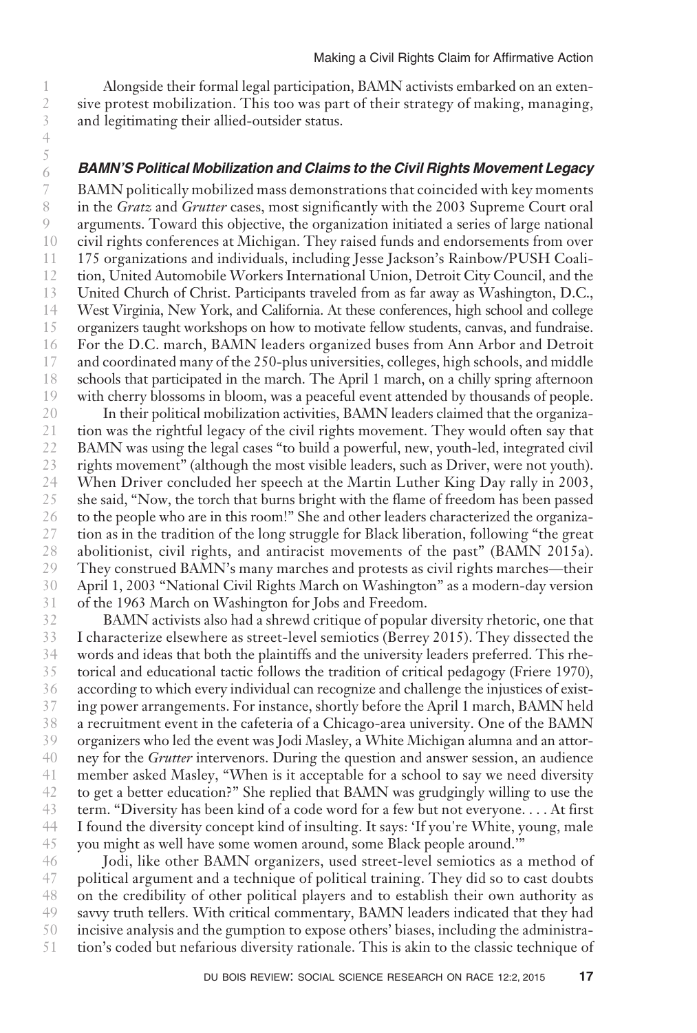Alongside their formal legal participation, BAMN activists embarked on an extensive protest mobilization. This too was part of their strategy of making, managing, and legitimating their allied-outsider status.

### *BAMN'S Political Mobilization and Claims to the Civil Rights Movement Legacy*

BAMN politically mobilized mass demonstrations that coincided with key moments in the *Gratz* and *Grutter* cases, most significantly with the 2003 Supreme Court oral arguments. Toward this objective, the organization initiated a series of large national civil rights conferences at Michigan. They raised funds and endorsements from over 175 organizations and individuals, including Jesse Jackson's Rainbow/PUSH Coalition, United Automobile Workers International Union, Detroit City Council, and the United Church of Christ. Participants traveled from as far away as Washington, D.C., West Virginia, New York, and California. At these conferences, high school and college organizers taught workshops on how to motivate fellow students, canvas, and fundraise. For the D.C. march, BAMN leaders organized buses from Ann Arbor and Detroit and coordinated many of the 250-plus universities, colleges, high schools, and middle schools that participated in the march. The April 1 march, on a chilly spring afternoon with cherry blossoms in bloom, was a peaceful event attended by thousands of people.

In their political mobilization activities, BAMN leaders claimed that the organization was the rightful legacy of the civil rights movement. They would often say that BAMN was using the legal cases "to build a powerful, new, youth-led, integrated civil rights movement" (although the most visible leaders, such as Driver, were not youth). When Driver concluded her speech at the Martin Luther King Day rally in 2003, she said, "Now, the torch that burns bright with the flame of freedom has been passed to the people who are in this room!" She and other leaders characterized the organization as in the tradition of the long struggle for Black liberation, following "the great abolitionist, civil rights, and antiracist movements of the past" (BAMN 2015a). They construed BAMN's many marches and protests as civil rights marches—their April 1, 2003 "National Civil Rights March on Washington" as a modern-day version of the 1963 March on Washington for Jobs and Freedom.

BAMN activists also had a shrewd critique of popular diversity rhetoric, one that I characterize elsewhere as street-level semiotics (Berrey 2015). They dissected the words and ideas that both the plaintiffs and the university leaders preferred. This rhetorical and educational tactic follows the tradition of critical pedagogy (Friere 1970), according to which every individual can recognize and challenge the injustices of existing power arrangements. For instance, shortly before the April 1 march, BAMN held a recruitment event in the cafeteria of a Chicago-area university. One of the BAMN organizers who led the event was Jodi Masley, a White Michigan alumna and an attorney for the *Grutter* intervenors. During the question and answer session, an audience member asked Masley, "When is it acceptable for a school to say we need diversity to get a better education?" She replied that BAMN was grudgingly willing to use the term. "Diversity has been kind of a code word for a few but not everyone. . . . At first I found the diversity concept kind of insulting. It says: 'If you're White, young, male you might as well have some women around, some Black people around.'"

Jodi, like other BAMN organizers, used street-level semiotics as a method of political argument and a technique of political training. They did so to cast doubts on the credibility of other political players and to establish their own authority as savvy truth tellers. With critical commentary, BAMN leaders indicated that they had incisive analysis and the gumption to expose others' biases, including the administration's coded but nefarious diversity rationale. This is akin to the classic technique of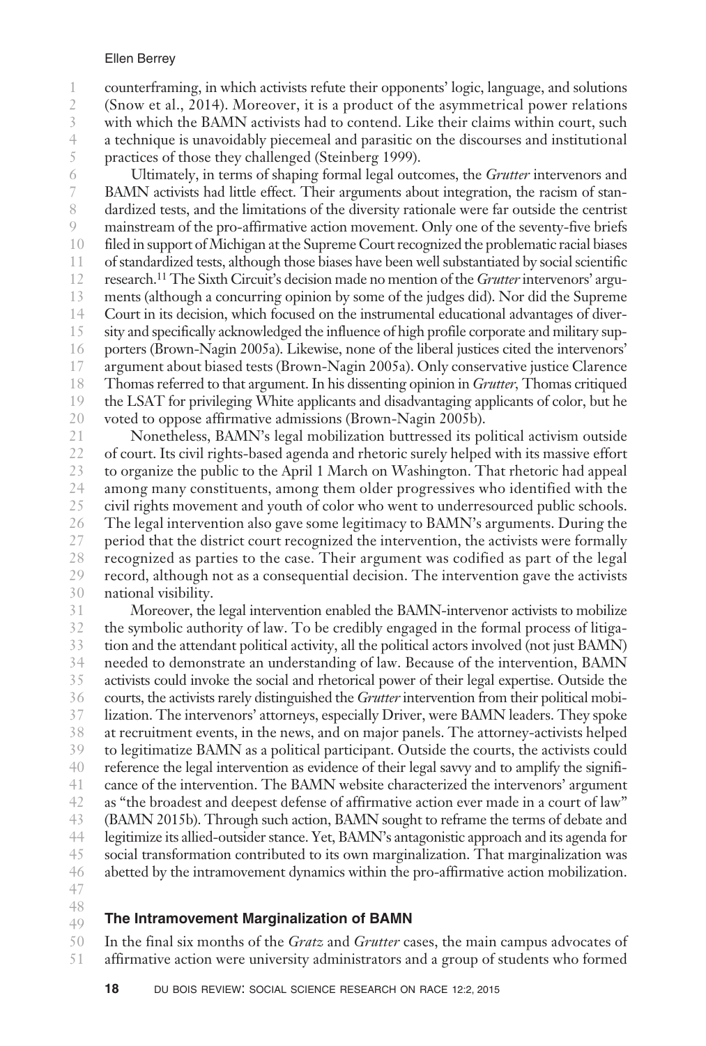counterframing, in which activists refute their opponents' logic, language, and solutions (Snow et al., 2014). Moreover, it is a product of the asymmetrical power relations with which the BAMN activists had to contend. Like their claims within court, such a technique is unavoidably piecemeal and parasitic on the discourses and institutional practices of those they challenged (Steinberg 1999).

Ultimately, in terms of shaping formal legal outcomes, the *Grutter* intervenors and BAMN activists had little effect. Their arguments about integration, the racism of standardized tests, and the limitations of the diversity rationale were far outside the centrist mainstream of the pro-affirmative action movement. Only one of the seventy-five briefs filed in support of Michigan at the Supreme Court recognized the problematic racial biases of standardized tests, although those biases have been well substantiated by social scientific research.[11] The Sixth Circuit's decision made no mention of the *Grutter* intervenors' arguments (although a concurring opinion by some of the judges did). Nor did the Supreme Court in its decision, which focused on the instrumental educational advantages of diversity and specifically acknowledged the influence of high profile corporate and military supporters (Brown-Nagin 2005a). Likewise, none of the liberal justices cited the intervenors' argument about biased tests (Brown-Nagin 2005a). Only conservative justice Clarence Thomas referred to that argument. In his dissenting opinion in *Grutter*, Thomas critiqued the LSAT for privileging White applicants and disadvantaging applicants of color, but he voted to oppose affirmative admissions (Brown-Nagin 2005b).

Nonetheless, BAMN's legal mobilization buttressed its political activism outside of court. Its civil rights-based agenda and rhetoric surely helped with its massive effort to organize the public to the April 1 March on Washington. That rhetoric had appeal among many constituents, among them older progressives who identified with the civil rights movement and youth of color who went to underresourced public schools. The legal intervention also gave some legitimacy to BAMN's arguments. During the period that the district court recognized the intervention, the activists were formally recognized as parties to the case. Their argument was codified as part of the legal record, although not as a consequential decision. The intervention gave the activists national visibility.

Moreover, the legal intervention enabled the BAMN-intervenor activists to mobilize the symbolic authority of law. To be credibly engaged in the formal process of litigation and the attendant political activity, all the political actors involved (not just BAMN) needed to demonstrate an understanding of law. Because of the intervention, BAMN activists could invoke the social and rhetorical power of their legal expertise. Outside the courts, the activists rarely distinguished the *Grutter* intervention from their political mobilization. The intervenors' attorneys, especially Driver, were BAMN leaders. They spoke at recruitment events, in the news, and on major panels. The attorney-activists helped to legitimatize BAMN as a political participant. Outside the courts, the activists could reference the legal intervention as evidence of their legal savvy and to amplify the significance of the intervention. The BAMN website characterized the intervenors' argument as "the broadest and deepest defense of affirmative action ever made in a court of law" (BAMN 2015b). Through such action, BAMN sought to reframe the terms of debate and legitimize its allied-outsider stance. Yet, BAMN's antagonistic approach and its agenda for social transformation contributed to its own marginalization. That marginalization was abetted by the intramovement dynamics within the pro-affirmative action mobilization.

## The Intramovement Marginalization of BAMN

In the final six months of the *Gratz* and *Grutter* cases, the main campus advocates of affirmative action were university administrators and a group of students who formed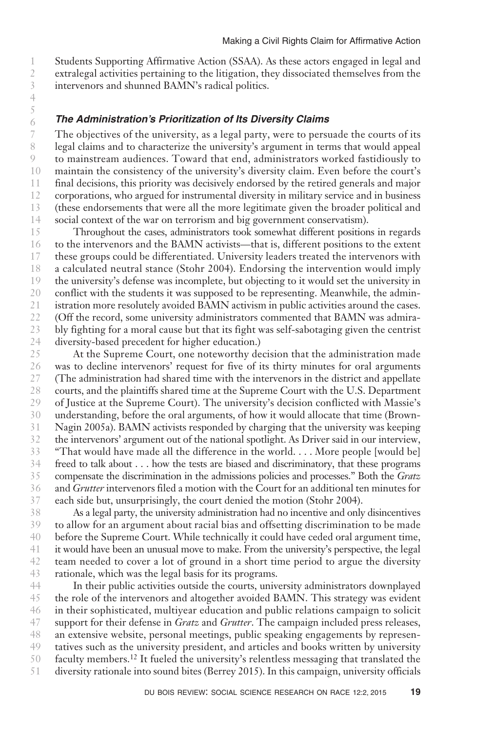Students Supporting Affirmative Action (SSAA). As these actors engaged in legal and extralegal activities pertaining to the litigation, they dissociated themselves from the intervenors and shunned BAMN's radical politics.

### *The Administration's Prioritization of Its Diversity Claims*

The objectives of the university, as a legal party, were to persuade the courts of its legal claims and to characterize the university's argument in terms that would appeal to mainstream audiences. Toward that end, administrators worked fastidiously to maintain the consistency of the university's diversity claim. Even before the court's final decisions, this priority was decisively endorsed by the retired generals and major corporations, who argued for instrumental diversity in military service and in business (these endorsements that were all the more legitimate given the broader political and social context of the war on terrorism and big government conservatism).

Throughout the cases, administrators took somewhat different positions in regards to the intervenors and the BAMN activists—that is, different positions to the extent these groups could be differentiated. University leaders treated the intervenors with a calculated neutral stance (Stohr 2004). Endorsing the intervention would imply the university's defense was incomplete, but objecting to it would set the university in conflict with the students it was supposed to be representing. Meanwhile, the administration more resolutely avoided BAMN activism in public activities around the cases. (Off the record, some university administrators commented that BAMN was admirably fighting for a moral cause but that its fight was self-sabotaging given the centrist diversity-based precedent for higher education.)

At the Supreme Court, one noteworthy decision that the administration made was to decline intervenors' request for five of its thirty minutes for oral arguments (The administration had shared time with the intervenors in the district and appellate courts, and the plaintiffs shared time at the Supreme Court with the U.S. Department of Justice at the Supreme Court). The university's decision conflicted with Massie's understanding, before the oral arguments, of how it would allocate that time (Brown-Nagin 2005a). BAMN activists responded by charging that the university was keeping the intervenors' argument out of the national spotlight. As Driver said in our interview, "That would have made all the difference in the world. . . . More people [would be] freed to talk about . . . how the tests are biased and discriminatory, that these programs compensate the discrimination in the admissions policies and processes." Both the *Gratz* and *Grutter* intervenors filed a motion with the Court for an additional ten minutes for each side but, unsurprisingly, the court denied the motion (Stohr 2004).

As a legal party, the university administration had no incentive and only disincentives to allow for an argument about racial bias and offsetting discrimination to be made before the Supreme Court. While technically it could have ceded oral argument time, it would have been an unusual move to make. From the university's perspective, the legal team needed to cover a lot of ground in a short time period to argue the diversity rationale, which was the legal basis for its programs.

In their public activities outside the courts, university administrators downplayed the role of the intervenors and altogether avoided BAMN. This strategy was evident in their sophisticated, multiyear education and public relations campaign to solicit support for their defense in *Gratz* and *Grutter*. The campaign included press releases, an extensive website, personal meetings, public speaking engagements by representatives such as the university president, and articles and books written by university faculty members.[12] It fueled the university's relentless messaging that translated the diversity rationale into sound bites (Berrey 2015). In this campaign, university officials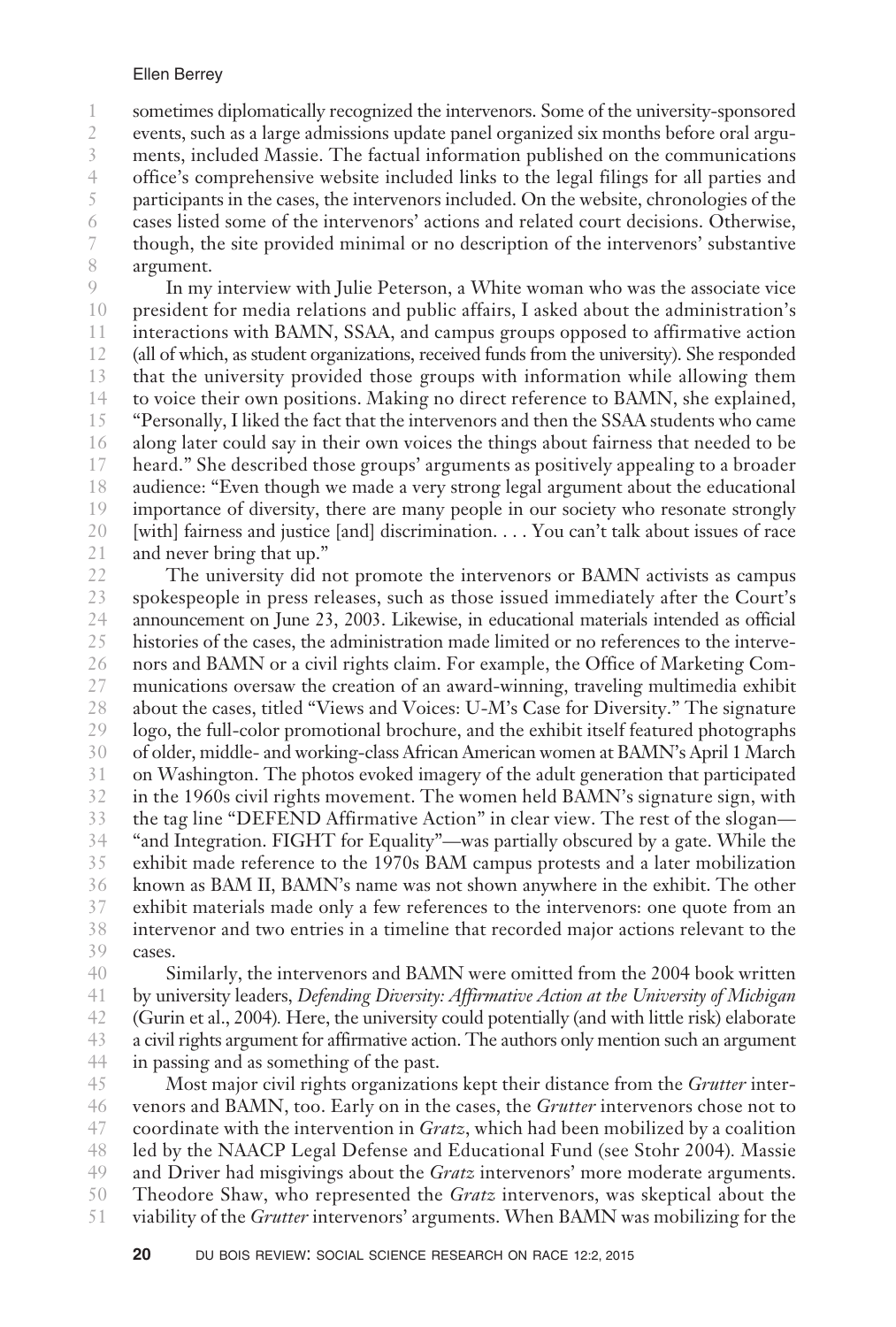sometimes diplomatically recognized the intervenors. Some of the university-sponsored events, such as a large admissions update panel organized six months before oral arguments, included Massie. The factual information published on the communications office's comprehensive website included links to the legal filings for all parties and participants in the cases, the intervenors included. On the website, chronologies of the cases listed some of the intervenors' actions and related court decisions. Otherwise, though, the site provided minimal or no description of the intervenors' substantive argument.

In my interview with Julie Peterson, a White woman who was the associate vice president for media relations and public affairs, I asked about the administration's interactions with BAMN, SSAA, and campus groups opposed to affirmative action (all of which, as student organizations, received funds from the university). She responded that the university provided those groups with information while allowing them to voice their own positions. Making no direct reference to BAMN, she explained, "Personally, I liked the fact that the intervenors and then the SSAA students who came along later could say in their own voices the things about fairness that needed to be heard." She described those groups' arguments as positively appealing to a broader audience: "Even though we made a very strong legal argument about the educational importance of diversity, there are many people in our society who resonate strongly [with] fairness and justice [and] discrimination. . . . You can't talk about issues of race and never bring that up."

The university did not promote the intervenors or BAMN activists as campus spokespeople in press releases, such as those issued immediately after the Court's announcement on June 23, 2003. Likewise, in educational materials intended as official histories of the cases, the administration made limited or no references to the intervenors and BAMN or a civil rights claim. For example, the Office of Marketing Communications oversaw the creation of an award-winning, traveling multimedia exhibit about the cases, titled "Views and Voices: U-M's Case for Diversity." The signature logo, the full-color promotional brochure, and the exhibit itself featured photographs of older, middle- and working-class African American women at BAMN's April 1 March on Washington. The photos evoked imagery of the adult generation that participated in the 1960s civil rights movement. The women held BAMN's signature sign, with the tag line "DEFEND Affirmative Action" in clear view. The rest of the slogan—"and Integration. FIGHT for Equality"—was partially obscured by a gate. While the exhibit made reference to the 1970s BAM campus protests and a later mobilization known as BAM II, BAMN's name was not shown anywhere in the exhibit. The other exhibit materials made only a few references to the intervenors: one quote from an intervenor and two entries in a timeline that recorded major actions relevant to the cases.

Similarly, the intervenors and BAMN were omitted from the 2004 book written by university leaders, *Defending Diversity: Affirmative Action at the University of Michigan* (Gurin et al., 2004). Here, the university could potentially (and with little risk) elaborate a civil rights argument for affirmative action. The authors only mention such an argument in passing and as something of the past.

Most major civil rights organizations kept their distance from the *Grutter* intervenors and BAMN, too. Early on in the cases, the *Grutter* intervenors chose not to coordinate with the intervention in *Gratz*, which had been mobilized by a coalition led by the NAACP Legal Defense and Educational Fund (see Stohr 2004). Massie and Driver had misgivings about the *Gratz* intervenors' more moderate arguments. Theodore Shaw, who represented the *Gratz* intervenors, was skeptical about the viability of the *Grutter* intervenors' arguments. When BAMN was mobilizing for the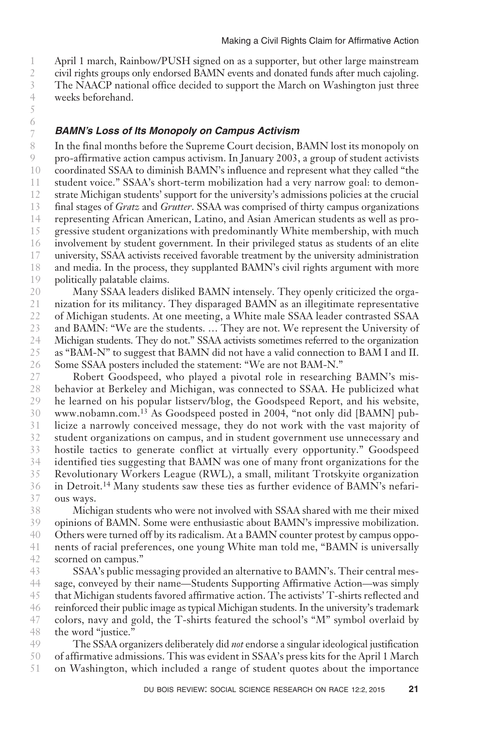April 1 march, Rainbow/PUSH signed on as a supporter, but other large mainstream civil rights groups only endorsed BAMN events and donated funds after much cajoling. The NAACP national office decided to support the March on Washington just three weeks beforehand.

### *BAMN's Loss of Its Monopoly on Campus Activism*

In the final months before the Supreme Court decision, BAMN lost its monopoly on pro-affirmative action campus activism. In January 2003, a group of student activists coordinated SSAA to diminish BAMN's influence and represent what they called "the student voice." SSAA's short-term mobilization had a very narrow goal: to demonstrate Michigan students' support for the university's admissions policies at the crucial final stages of *Gratz* and *Grutter*. SSAA was comprised of thirty campus organizations representing African American, Latino, and Asian American students as well as progressive student organizations with predominantly White membership, with much involvement by student government. In their privileged status as students of an elite university, SSAA activists received favorable treatment by the university administration and media. In the process, they supplanted BAMN's civil rights argument with more politically palatable claims.

Many SSAA leaders disliked BAMN intensely. They openly criticized the organization for its militancy. They disparaged BAMN as an illegitimate representative of Michigan students. At one meeting, a White male SSAA leader contrasted SSAA and BAMN: "We are the students. … They are not. We represent the University of Michigan students. They do not." SSAA activists sometimes referred to the organization as "BAM-N" to suggest that BAMN did not have a valid connection to BAM I and II. Some SSAA posters included the statement: "We are not BAM-N."

Robert Goodspeed, who played a pivotal role in researching BAMN's misbehavior at Berkeley and Michigan, was connected to SSAA. He publicized what he learned on his popular listserv/blog, the Goodspeed Report, and his website, www.nobamn.com.[13] As Goodspeed posted in 2004, "not only did [BAMN] publicize a narrowly conceived message, they do not work with the vast majority of student organizations on campus, and in student government use unnecessary and hostile tactics to generate conflict at virtually every opportunity." Goodspeed identified ties suggesting that BAMN was one of many front organizations for the Revolutionary Workers League (RWL), a small, militant Trotskyite organization in Detroit.[14] Many students saw these ties as further evidence of BAMN's nefarious ways.

Michigan students who were not involved with SSAA shared with me their mixed opinions of BAMN. Some were enthusiastic about BAMN's impressive mobilization. Others were turned off by its radicalism. At a BAMN counter protest by campus opponents of racial preferences, one young White man told me, "BAMN is universally scorned on campus."

SSAA's public messaging provided an alternative to BAMN's. Their central message, conveyed by their name—Students Supporting Affirmative Action—was simply that Michigan students favored affirmative action. The activists' T-shirts reflected and reinforced their public image as typical Michigan students. In the university's trademark colors, navy and gold, the T-shirts featured the school's "M" symbol overlaid by the word "justice."

The SSAA organizers deliberately did *not* endorse a singular ideological justification of affirmative admissions. This was evident in SSAA's press kits for the April 1 March on Washington, which included a range of student quotes about the importance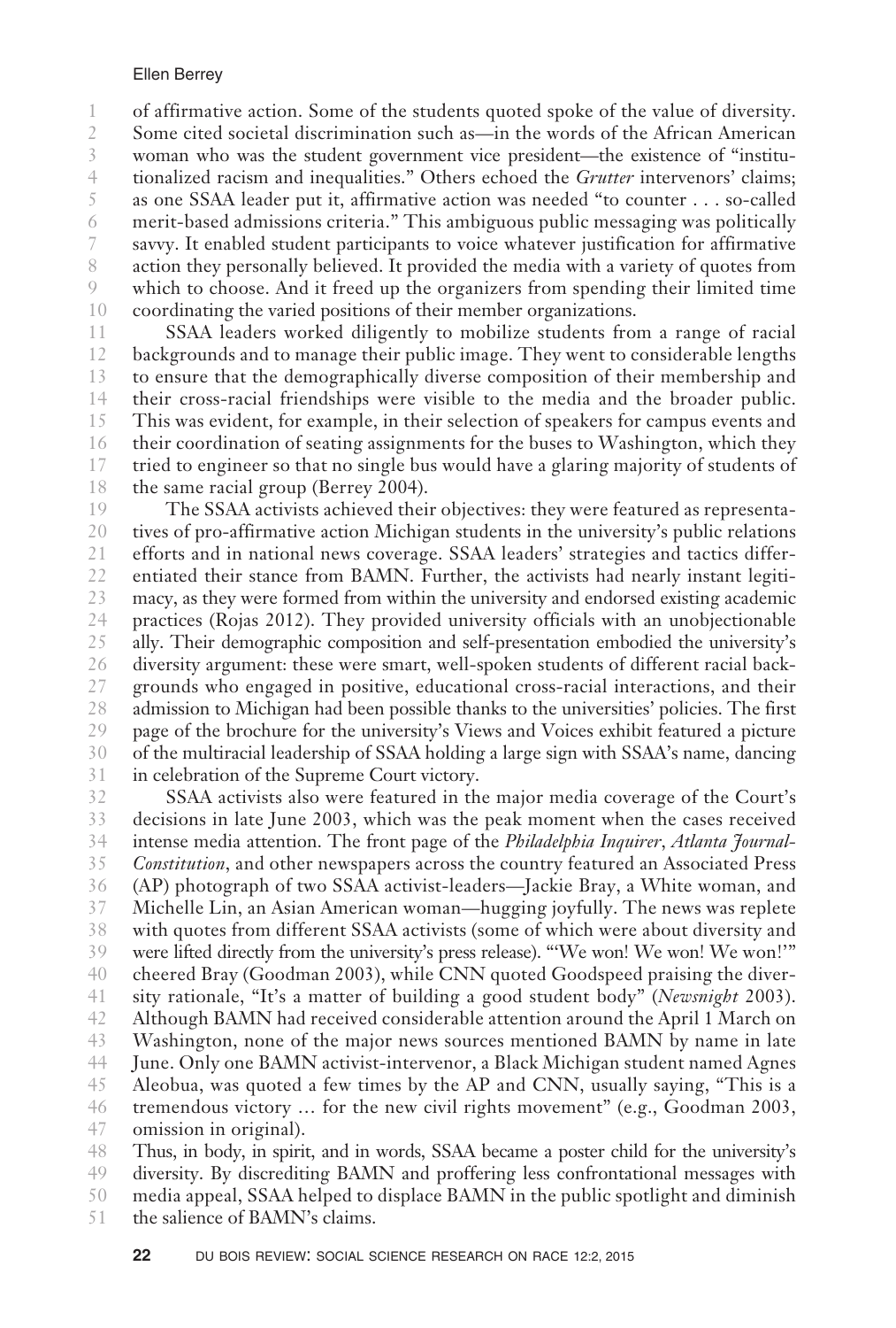of affirmative action. Some of the students quoted spoke of the value of diversity. Some cited societal discrimination such as—in the words of the African American woman who was the student government vice president—the existence of "institutionalized racism and inequalities." Others echoed the *Grutter* intervenors' claims; as one SSAA leader put it, affirmative action was needed "to counter . . . so-called merit-based admissions criteria." This ambiguous public messaging was politically savvy. It enabled student participants to voice whatever justification for affirmative action they personally believed. It provided the media with a variety of quotes from which to choose. And it freed up the organizers from spending their limited time coordinating the varied positions of their member organizations.

SSAA leaders worked diligently to mobilize students from a range of racial backgrounds and to manage their public image. They went to considerable lengths to ensure that the demographically diverse composition of their membership and their cross-racial friendships were visible to the media and the broader public. This was evident, for example, in their selection of speakers for campus events and their coordination of seating assignments for the buses to Washington, which they tried to engineer so that no single bus would have a glaring majority of students of the same racial group (Berrey 2004).

The SSAA activists achieved their objectives: they were featured as representatives of pro-affirmative action Michigan students in the university's public relations efforts and in national news coverage. SSAA leaders' strategies and tactics differentiated their stance from BAMN. Further, the activists had nearly instant legitimacy, as they were formed from within the university and endorsed existing academic practices (Rojas 2012). They provided university officials with an unobjectionable ally. Their demographic composition and self-presentation embodied the university's diversity argument: these were smart, well-spoken students of different racial backgrounds who engaged in positive, educational cross-racial interactions, and their admission to Michigan had been possible thanks to the universities' policies. The first page of the brochure for the university's Views and Voices exhibit featured a picture of the multiracial leadership of SSAA holding a large sign with SSAA's name, dancing in celebration of the Supreme Court victory.

SSAA activists also were featured in the major media coverage of the Court's decisions in late June 2003, which was the peak moment when the cases received intense media attention. The front page of the *Philadelphia Inquirer*, *Atlanta Journal-Constitution*, and other newspapers across the country featured an Associated Press (AP) photograph of two SSAA activist-leaders—Jackie Bray, a White woman, and Michelle Lin, an Asian American woman—hugging joyfully. The news was replete with quotes from different SSAA activists (some of which were about diversity and were lifted directly from the university's press release). "'We won! We won! We won!'" cheered Bray (Goodman 2003), while CNN quoted Goodspeed praising the diversity rationale, "It's a matter of building a good student body" (*Newsnight* 2003). Although BAMN had received considerable attention around the April 1 March on Washington, none of the major news sources mentioned BAMN by name in late June. Only one BAMN activist-intervenor, a Black Michigan student named Agnes Aleobua, was quoted a few times by the AP and CNN, usually saying, "This is a tremendous victory … for the new civil rights movement" (e.g., Goodman 2003, omission in original).

Thus, in body, in spirit, and in words, SSAA became a poster child for the university's diversity. By discrediting BAMN and proffering less confrontational messages with media appeal, SSAA helped to displace BAMN in the public spotlight and diminish the salience of BAMN's claims.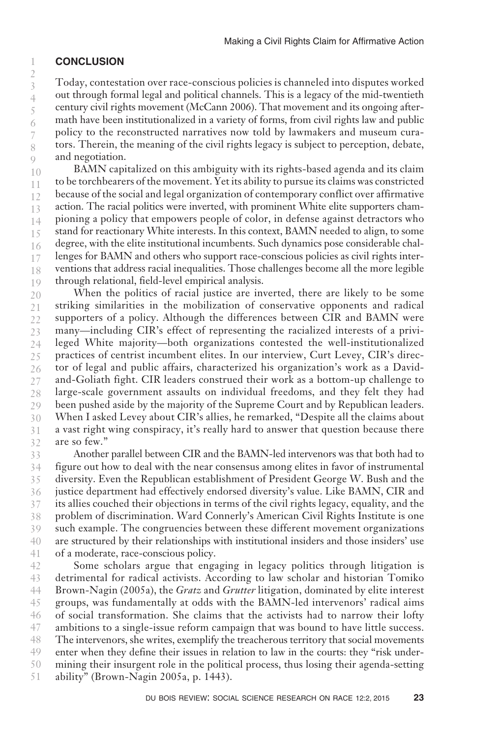## CONCLUSION

Today, contestation over race-conscious policies is channeled into disputes worked out through formal legal and political channels. This is a legacy of the mid-twentieth century civil rights movement (McCann 2006). That movement and its ongoing aftermath have been institutionalized in a variety of forms, from civil rights law and public policy to the reconstructed narratives now told by lawmakers and museum curators. Therein, the meaning of the civil rights legacy is subject to perception, debate, and negotiation.

BAMN capitalized on this ambiguity with its rights-based agenda and its claim to be torchbearers of the movement. Yet its ability to pursue its claims was constricted because of the social and legal organization of contemporary conflict over affirmative action. The racial politics were inverted, with prominent White elite supporters championing a policy that empowers people of color, in defense against detractors who stand for reactionary White interests. In this context, BAMN needed to align, to some degree, with the elite institutional incumbents. Such dynamics pose considerable challenges for BAMN and others who support race-conscious policies as civil rights interventions that address racial inequalities. Those challenges become all the more legible through relational, field-level empirical analysis.

When the politics of racial justice are inverted, there are likely to be some striking similarities in the mobilization of conservative opponents and radical supporters of a policy. Although the differences between CIR and BAMN were many—including CIR's effect of representing the racialized interests of a privileged White majority—both organizations contested the well-institutionalized practices of centrist incumbent elites. In our interview, Curt Levey, CIR's director of legal and public affairs, characterized his organization's work as a David-and-Goliath fight. CIR leaders construed their work as a bottom-up challenge to large-scale government assaults on individual freedoms, and they felt they had been pushed aside by the majority of the Supreme Court and by Republican leaders. When I asked Levey about CIR's allies, he remarked, "Despite all the claims about a vast right wing conspiracy, it's really hard to answer that question because there are so few."

Another parallel between CIR and the BAMN-led intervenors was that both had to figure out how to deal with the near consensus among elites in favor of instrumental diversity. Even the Republican establishment of President George W. Bush and the justice department had effectively endorsed diversity's value. Like BAMN, CIR and its allies couched their objections in terms of the civil rights legacy, equality, and the problem of discrimination. Ward Connerly's American Civil Rights Institute is one such example. The congruencies between these different movement organizations are structured by their relationships with institutional insiders and those insiders' use of a moderate, race-conscious policy.

Some scholars argue that engaging in legacy politics through litigation is detrimental for radical activists. According to law scholar and historian Tomiko Brown-Nagin (2005a), the *Gratz* and *Grutter* litigation, dominated by elite interest groups, was fundamentally at odds with the BAMN-led intervenors' radical aims of social transformation. She claims that the activists had to narrow their lofty ambitions to a single-issue reform campaign that was bound to have little success. The intervenors, she writes, exemplify the treacherous territory that social movements enter when they define their issues in relation to law in the courts: they "risk undermining their insurgent role in the political process, thus losing their agenda-setting ability" (Brown-Nagin 2005a, p. 1443).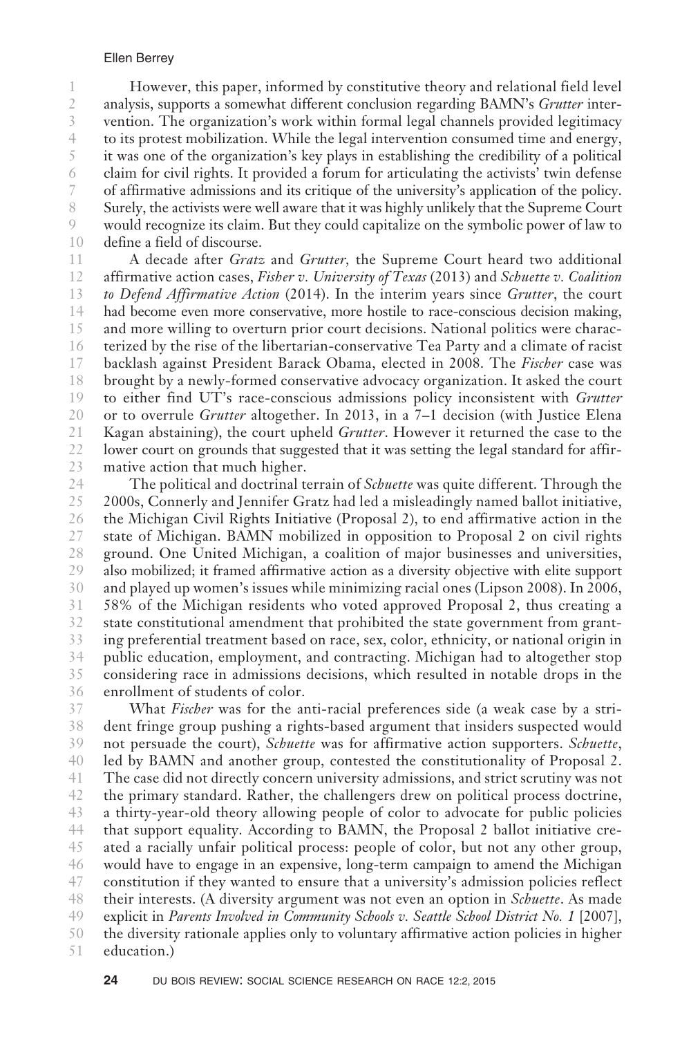However, this paper, informed by constitutive theory and relational field level analysis, supports a somewhat different conclusion regarding BAMN's *Grutter* intervention. The organization's work within formal legal channels provided legitimacy to its protest mobilization. While the legal intervention consumed time and energy, it was one of the organization's key plays in establishing the credibility of a political claim for civil rights. It provided a forum for articulating the activists' twin defense of affirmative admissions and its critique of the university's application of the policy. Surely, the activists were well aware that it was highly unlikely that the Supreme Court would recognize its claim. But they could capitalize on the symbolic power of law to define a field of discourse.

A decade after *Gratz* and *Grutter*, the Supreme Court heard two additional affirmative action cases, *Fisher v. University of Texas* (2013) and *Schuette v. Coalition to Defend Affirmative Action* (2014). In the interim years since *Grutter*, the court had become even more conservative, more hostile to race-conscious decision making, and more willing to overturn prior court decisions. National politics were characterized by the rise of the libertarian-conservative Tea Party and a climate of racist backlash against President Barack Obama, elected in 2008. The *Fischer* case was brought by a newly-formed conservative advocacy organization. It asked the court to either find UT's race-conscious admissions policy inconsistent with *Grutter* or to overrule *Grutter* altogether. In 2013, in a 7–1 decision (with Justice Elena Kagan abstaining), the court upheld *Grutter*. However it returned the case to the lower court on grounds that suggested that it was setting the legal standard for affirmative action that much higher.

The political and doctrinal terrain of *Schuette* was quite different. Through the 2000s, Connerly and Jennifer Gratz had led a misleadingly named ballot initiative, the Michigan Civil Rights Initiative (Proposal 2), to end affirmative action in the state of Michigan. BAMN mobilized in opposition to Proposal 2 on civil rights ground. One United Michigan, a coalition of major businesses and universities, also mobilized; it framed affirmative action as a diversity objective with elite support and played up women's issues while minimizing racial ones (Lipson 2008). In 2006, 58% of the Michigan residents who voted approved Proposal 2, thus creating a state constitutional amendment that prohibited the state government from granting preferential treatment based on race, sex, color, ethnicity, or national origin in public education, employment, and contracting. Michigan had to altogether stop considering race in admissions decisions, which resulted in notable drops in the enrollment of students of color.

What *Fischer* was for the anti-racial preferences side (a weak case by a strident fringe group pushing a rights-based argument that insiders suspected would not persuade the court), *Schuette* was for affirmative action supporters. *Schuette*, led by BAMN and another group, contested the constitutionality of Proposal 2. The case did not directly concern university admissions, and strict scrutiny was not the primary standard. Rather, the challengers drew on political process doctrine, a thirty-year-old theory allowing people of color to advocate for public policies that support equality. According to BAMN, the Proposal 2 ballot initiative created a racially unfair political process: people of color, but not any other group, would have to engage in an expensive, long-term campaign to amend the Michigan constitution if they wanted to ensure that a university's admission policies reflect their interests. (A diversity argument was not even an option in *Schuette*. As made explicit in *Parents Involved in Community Schools v. Seattle School District No. 1* [2007], the diversity rationale applies only to voluntary affirmative action policies in higher education.)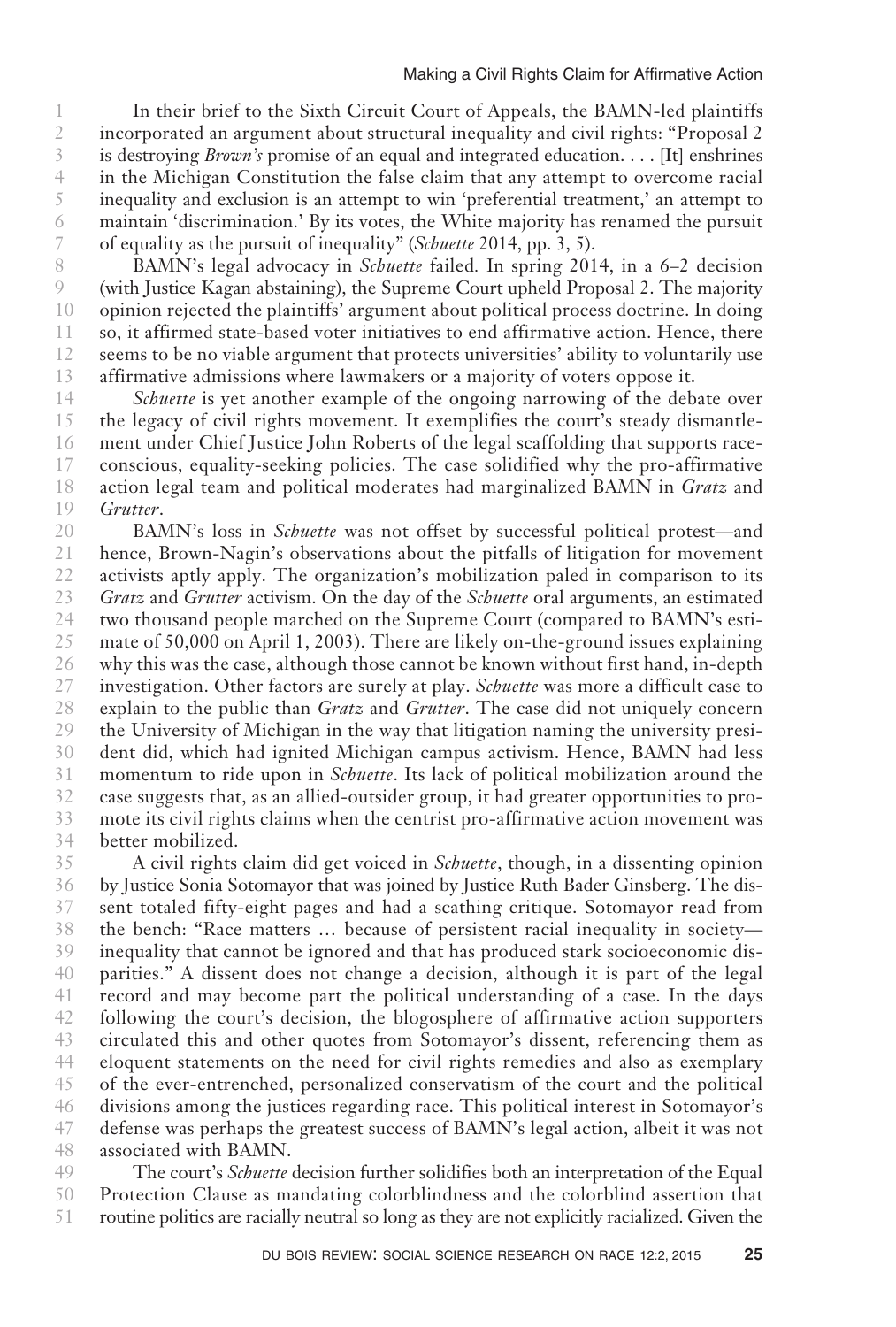In their brief to the Sixth Circuit Court of Appeals, the BAMN-led plaintiffs incorporated an argument about structural inequality and civil rights: "Proposal 2 is destroying *Brown's* promise of an equal and integrated education. . . . [It] enshrines in the Michigan Constitution the false claim that any attempt to overcome racial inequality and exclusion is an attempt to win 'preferential treatment,' an attempt to maintain 'discrimination.' By its votes, the White majority has renamed the pursuit of equality as the pursuit of inequality" (*Schuette* 2014, pp. 3, 5).

BAMN's legal advocacy in *Schuette* failed. In spring 2014, in a 6–2 decision (with Justice Kagan abstaining), the Supreme Court upheld Proposal 2. The majority opinion rejected the plaintiffs' argument about political process doctrine. In doing so, it affirmed state-based voter initiatives to end affirmative action. Hence, there seems to be no viable argument that protects universities' ability to voluntarily use affirmative admissions where lawmakers or a majority of voters oppose it.

*Schuette* is yet another example of the ongoing narrowing of the debate over the legacy of civil rights movement. It exemplifies the court's steady dismantlement under Chief Justice John Roberts of the legal scaffolding that supports race-conscious, equality-seeking policies. The case solidified why the pro-affirmative action legal team and political moderates had marginalized BAMN in *Gratz* and *Grutter*.

BAMN's loss in *Schuette* was not offset by successful political protest—and hence, Brown-Nagin's observations about the pitfalls of litigation for movement activists aptly apply. The organization's mobilization paled in comparison to its *Gratz* and *Grutter* activism. On the day of the *Schuette* oral arguments, an estimated two thousand people marched on the Supreme Court (compared to BAMN's estimate of 50,000 on April 1, 2003). There are likely on-the-ground issues explaining why this was the case, although those cannot be known without first hand, in-depth investigation. Other factors are surely at play. *Schuette* was more a difficult case to explain to the public than *Gratz* and *Grutter*. The case did not uniquely concern the University of Michigan in the way that litigation naming the university president did, which had ignited Michigan campus activism. Hence, BAMN had less momentum to ride upon in *Schuette*. Its lack of political mobilization around the case suggests that, as an allied-outsider group, it had greater opportunities to promote its civil rights claims when the centrist pro-affirmative action movement was better mobilized.

A civil rights claim did get voiced in *Schuette*, though, in a dissenting opinion by Justice Sonia Sotomayor that was joined by Justice Ruth Bader Ginsberg. The dissent totaled fifty-eight pages and had a scathing critique. Sotomayor read from the bench: "Race matters … because of persistent racial inequality in society—inequality that cannot be ignored and that has produced stark socioeconomic disparities." A dissent does not change a decision, although it is part of the legal record and may become part the political understanding of a case. In the days following the court's decision, the blogosphere of affirmative action supporters circulated this and other quotes from Sotomayor's dissent, referencing them as eloquent statements on the need for civil rights remedies and also as exemplary of the ever-entrenched, personalized conservatism of the court and the political divisions among the justices regarding race. This political interest in Sotomayor's defense was perhaps the greatest success of BAMN's legal action, albeit it was not associated with BAMN.

The court's *Schuette* decision further solidifies both an interpretation of the Equal Protection Clause as mandating colorblindness and the colorblind assertion that routine politics are racially neutral so long as they are not explicitly racialized. Given the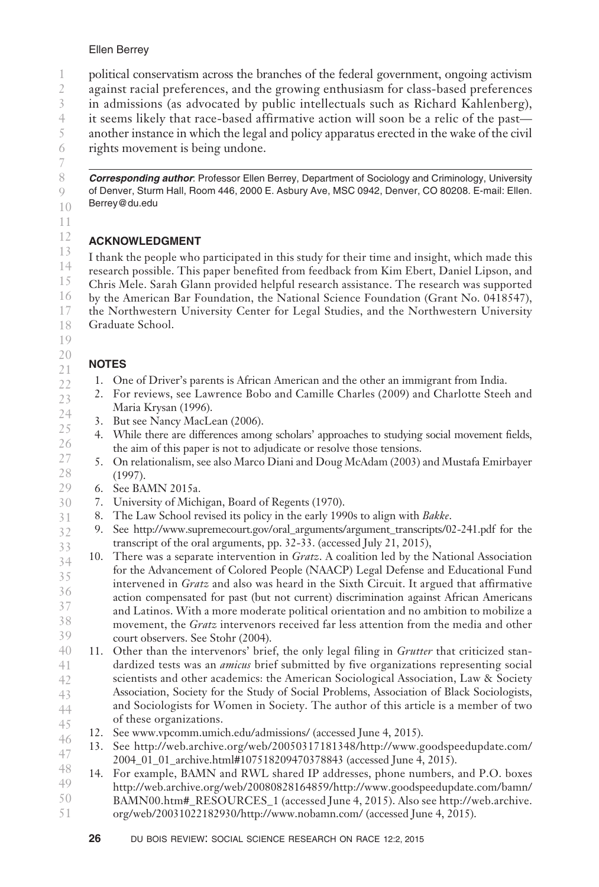political conservatism across the branches of the federal government, ongoing activism against racial preferences, and the growing enthusiasm for class-based preferences in admissions (as advocated by public intellectuals such as Richard Kahlenberg), it seems likely that race-based affirmative action will soon be a relic of the past—another instance in which the legal and policy apparatus erected in the wake of the civil rights movement is being undone.

***Corresponding author***: Professor Ellen Berrey, Department of Sociology and Criminology, University of Denver, Sturm Hall, Room 446, 2000 E. Asbury Ave, MSC 0942, Denver, CO 80208. E-mail: Ellen.Berrey@du.edu

## ACKNOWLEDGMENT

I thank the people who participated in this study for their time and insight, which made this research possible. This paper benefited from feedback from Kim Ebert, Daniel Lipson, and Chris Mele. Sarah Glann provided helpful research assistance. The research was supported by the American Bar Foundation, the National Science Foundation (Grant No. 0418547), the Northwestern University Center for Legal Studies, and the Northwestern University Graduate School.

## NOTES

1. One of Driver's parents is African American and the other an immigrant from India.
2. For reviews, see Lawrence Bobo and Camille Charles (2009) and Charlotte Steeh and Maria Krysan (1996).
3. But see Nancy MacLean (2006).
4. While there are differences among scholars' approaches to studying social movement fields, the aim of this paper is not to adjudicate or resolve those tensions.
5. On relationalism, see also Marco Diani and Doug McAdam (2003) and Mustafa Emirbayer (1997).
6. See BAMN 2015a.
7. University of Michigan, Board of Regents (1970).
8. The Law School revised its policy in the early 1990s to align with *Bakke*.
9. See http://www.supremecourt.gov/oral_arguments/argument_transcripts/02-241.pdf for the transcript of the oral arguments, pp. 32-33. (accessed July 21, 2015),
10. There was a separate intervention in *Gratz*. A coalition led by the National Association for the Advancement of Colored People (NAACP) Legal Defense and Educational Fund intervened in *Gratz* and also was heard in the Sixth Circuit. It argued that affirmative action compensated for past (but not current) discrimination against African Americans and Latinos. With a more moderate political orientation and no ambition to mobilize a movement, the *Gratz* intervenors received far less attention from the media and other court observers. See Stohr (2004).
11. Other than the intervenors' brief, the only legal filing in *Grutter* that criticized standardized tests was an *amicus* brief submitted by five organizations representing social scientists and other academics: the American Sociological Association, Law & Society Association, Society for the Study of Social Problems, Association of Black Sociologists, and Sociologists for Women in Society. The author of this article is a member of two of these organizations.
12. See www.vpcomm.umich.edu/admissions/ (accessed June 4, 2015).
13. See http://web.archive.org/web/20050317181348/http://www.goodspeedupdate.com/2004_01_01_archive.html#107518209470378843 (accessed June 4, 2015).
14. For example, BAMN and RWL shared IP addresses, phone numbers, and P.O. boxes http://web.archive.org/web/20080828164859/http://www.goodspeedupdate.com/bamn/BAMN00.htm#_RESOURCES_1 (accessed June 4, 2015). Also see http://web.archive.org/web/20031022182930/http://www.nobamn.com/ (accessed June 4, 2015).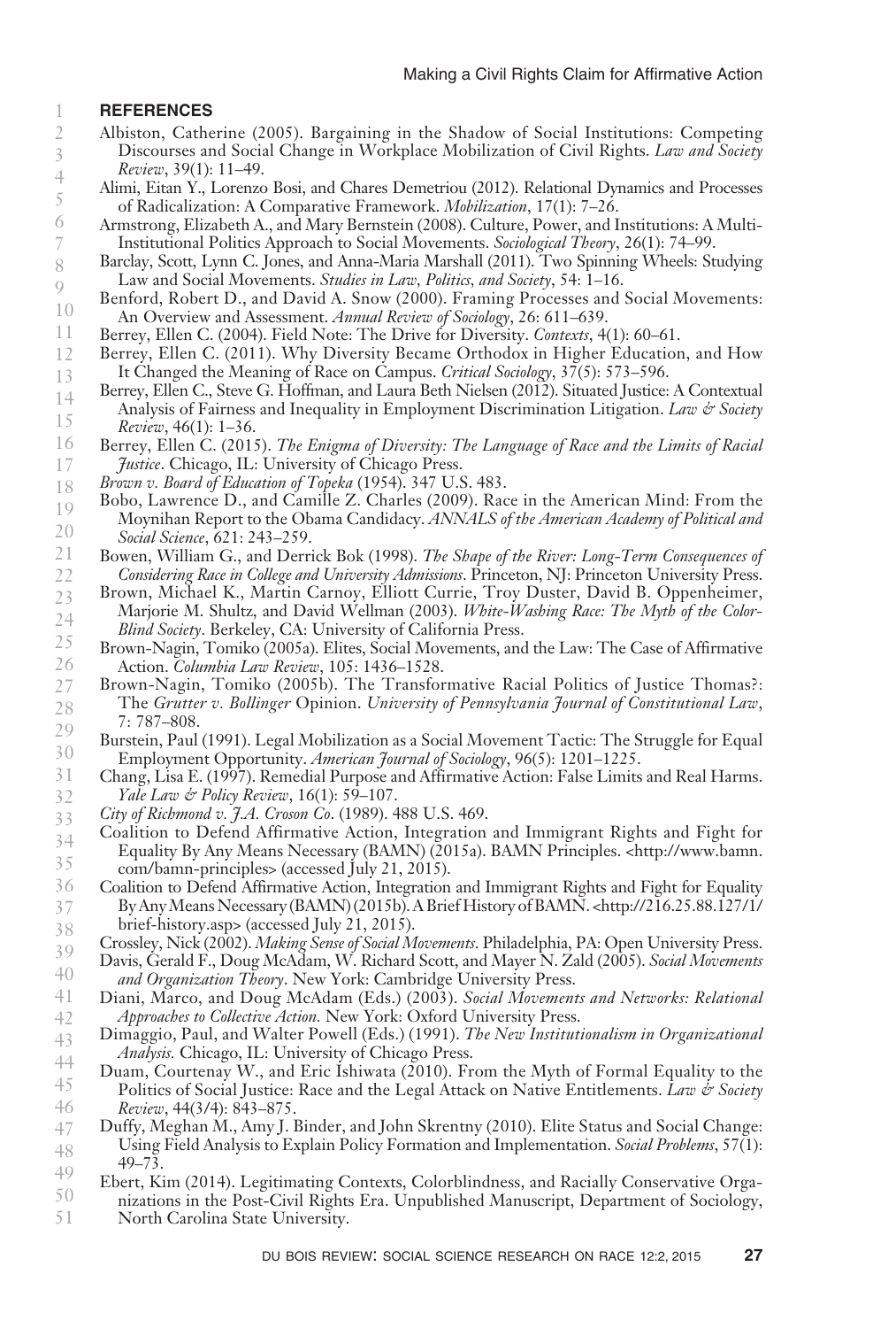## REFERENCES

Albiston, Catherine (2005). Bargaining in the Shadow of Social Institutions: Competing Discourses and Social Change in Workplace Mobilization of Civil Rights. *Law and Society Review*, 39(1): 11–49.

Alimi, Eitan Y., Lorenzo Bosi, and Chares Demetriou (2012). Relational Dynamics and Processes of Radicalization: A Comparative Framework. *Mobilization*, 17(1): 7–26.

Armstrong, Elizabeth A., and Mary Bernstein (2008). Culture, Power, and Institutions: A Multi-Institutional Politics Approach to Social Movements. *Sociological Theory*, 26(1): 74–99.

Barclay, Scott, Lynn C. Jones, and Anna-Maria Marshall (2011). Two Spinning Wheels: Studying Law and Social Movements. *Studies in Law, Politics, and Society*, 54: 1–16.

Benford, Robert D., and David A. Snow (2000). Framing Processes and Social Movements: An Overview and Assessment. *Annual Review of Sociology*, 26: 611–639.

Berrey, Ellen C. (2004). Field Note: The Drive for Diversity. *Contexts*, 4(1): 60–61.

Berrey, Ellen C. (2011). Why Diversity Became Orthodox in Higher Education, and How It Changed the Meaning of Race on Campus. *Critical Sociology*, 37(5): 573–596.

Berrey, Ellen C., Steve G. Hoffman, and Laura Beth Nielsen (2012). Situated Justice: A Contextual Analysis of Fairness and Inequality in Employment Discrimination Litigation. *Law & Society Review*, 46(1): 1–36.

Berrey, Ellen C. (2015). *The Enigma of Diversity: The Language of Race and the Limits of Racial Justice*. Chicago, IL: University of Chicago Press.

*Brown v. Board of Education of Topeka* (1954). 347 U.S. 483.

Bobo, Lawrence D., and Camille Z. Charles (2009). Race in the American Mind: From the Moynihan Report to the Obama Candidacy. *ANNALS of the American Academy of Political and Social Science*, 621: 243–259.

Bowen, William G., and Derrick Bok (1998). *The Shape of the River: Long-Term Consequences of Considering Race in College and University Admissions*. Princeton, NJ: Princeton University Press.

Brown, Michael K., Martin Carnoy, Elliott Currie, Troy Duster, David B. Oppenheimer, Marjorie M. Shultz, and David Wellman (2003). *White-Washing Race: The Myth of the Color-Blind Society*. Berkeley, CA: University of California Press.

Brown-Nagin, Tomiko (2005a). Elites, Social Movements, and the Law: The Case of Affirmative Action. *Columbia Law Review*, 105: 1436–1528.

Brown-Nagin, Tomiko (2005b). The Transformative Racial Politics of Justice Thomas?: The *Grutter v. Bollinger* Opinion. *University of Pennsylvania Journal of Constitutional Law*, 7: 787–808.

Burstein, Paul (1991). Legal Mobilization as a Social Movement Tactic: The Struggle for Equal Employment Opportunity. *American Journal of Sociology*, 96(5): 1201–1225.

Chang, Lisa E. (1997). Remedial Purpose and Affirmative Action: False Limits and Real Harms. *Yale Law & Policy Review*, 16(1): 59–107.

*City of Richmond v. J.A. Croson Co*. (1989). 488 U.S. 469.

Coalition to Defend Affirmative Action, Integration and Immigrant Rights and Fight for Equality By Any Means Necessary (BAMN) (2015a). BAMN Principles. <http://www.bamn.com/bamn-principles> (accessed July 21, 2015).

Coalition to Defend Affirmative Action, Integration and Immigrant Rights and Fight for Equality By Any Means Necessary (BAMN) (2015b). A Brief History of BAMN. <http://216.25.88.127/1/brief-history.asp> (accessed July 21, 2015).

Crossley, Nick (2002). *Making Sense of Social Movements*. Philadelphia, PA: Open University Press.

Davis, Gerald F., Doug McAdam, W. Richard Scott, and Mayer N. Zald (2005). *Social Movements and Organization Theory*. New York: Cambridge University Press.

Diani, Marco, and Doug McAdam (Eds.) (2003). *Social Movements and Networks: Relational Approaches to Collective Action.* New York: Oxford University Press.

Dimaggio, Paul, and Walter Powell (Eds.) (1991). *The New Institutionalism in Organizational Analysis.* Chicago, IL: University of Chicago Press.

Duam, Courtenay W., and Eric Ishiwata (2010). From the Myth of Formal Equality to the Politics of Social Justice: Race and the Legal Attack on Native Entitlements. *Law & Society Review*, 44(3/4): 843–875.

Duffy, Meghan M., Amy J. Binder, and John Skrentny (2010). Elite Status and Social Change: Using Field Analysis to Explain Policy Formation and Implementation. *Social Problems*, 57(1): 49–73.

Ebert, Kim (2014). Legitimating Contexts, Colorblindness, and Racially Conservative Organizations in the Post-Civil Rights Era. Unpublished Manuscript, Department of Sociology, North Carolina State University.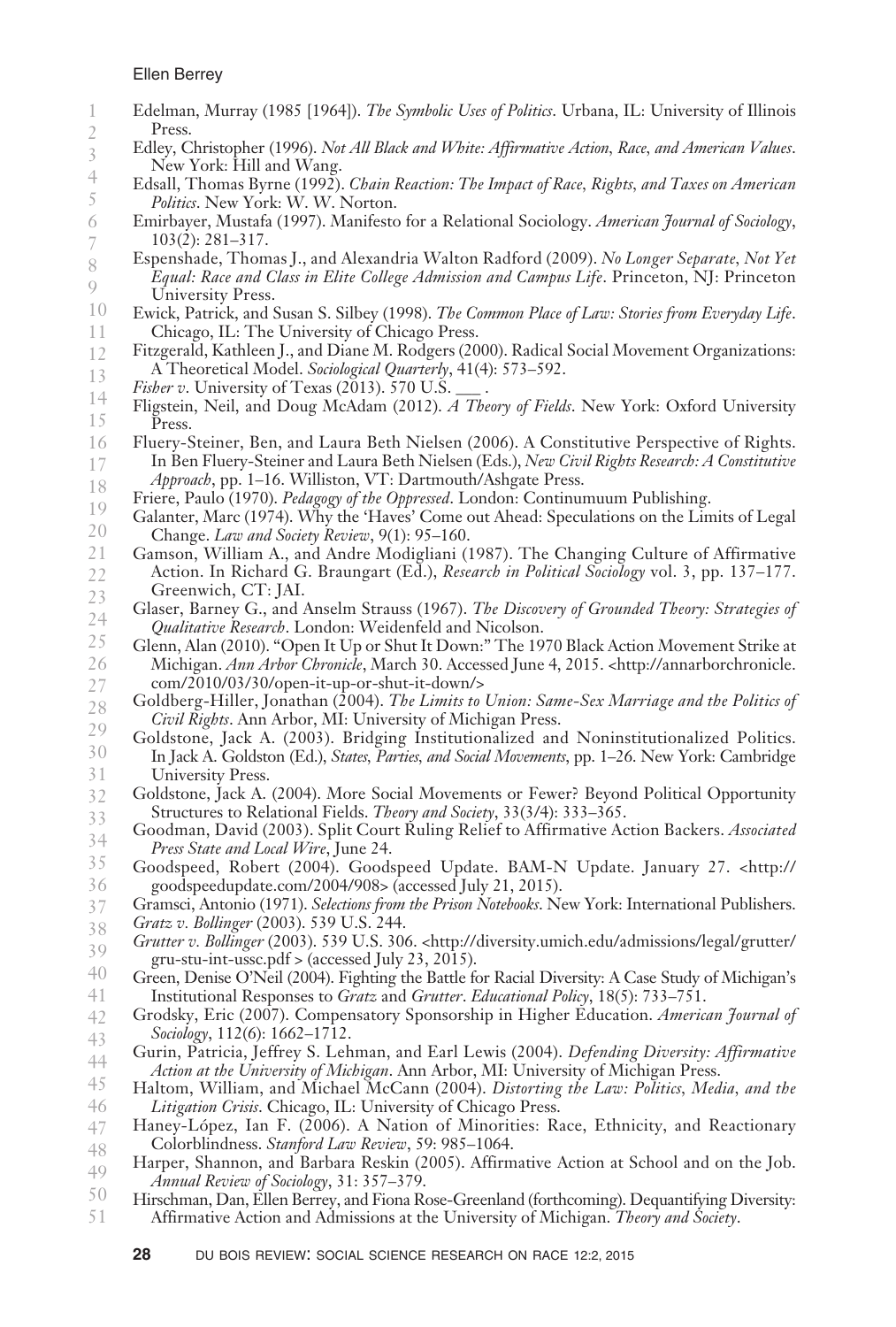Edelman, Murray (1985 [1964]). *The Symbolic Uses of Politics*. Urbana, IL: University of Illinois Press.

Edley, Christopher (1996). *Not All Black and White: Affirmative Action, Race, and American Values*. New York: Hill and Wang.

Edsall, Thomas Byrne (1992). *Chain Reaction: The Impact of Race, Rights, and Taxes on American Politics*. New York: W. W. Norton.

Emirbayer, Mustafa (1997). Manifesto for a Relational Sociology. *American Journal of Sociology*, 103(2): 281–317.

Espenshade, Thomas J., and Alexandria Walton Radford (2009). *No Longer Separate, Not Yet Equal: Race and Class in Elite College Admission and Campus Life*. Princeton, NJ: Princeton University Press.

Ewick, Patrick, and Susan S. Silbey (1998). *The Common Place of Law: Stories from Everyday Life*. Chicago, IL: The University of Chicago Press.

Fitzgerald, Kathleen J., and Diane M. Rodgers (2000). Radical Social Movement Organizations: A Theoretical Model. *Sociological Quarterly*, 41(4): 573–592.

*Fisher v.* University of Texas (2013). 570 U.S. ___ .

Fligstein, Neil, and Doug McAdam (2012). *A Theory of Fields*. New York: Oxford University Press.

Fluery-Steiner, Ben, and Laura Beth Nielsen (2006). A Constitutive Perspective of Rights. In Ben Fluery-Steiner and Laura Beth Nielsen (Eds.), *New Civil Rights Research: A Constitutive Approach*, pp. 1–16. Williston, VT: Dartmouth/Ashgate Press.

Friere, Paulo (1970). *Pedagogy of the Oppressed*. London: Continumuum Publishing.

Galanter, Marc (1974). Why the 'Haves' Come out Ahead: Speculations on the Limits of Legal Change. *Law and Society Review*, 9(1): 95–160.

Gamson, William A., and Andre Modigliani (1987). The Changing Culture of Affirmative Action. In Richard G. Braungart (Ed.), *Research in Political Sociology* vol. 3, pp. 137–177. Greenwich, CT: JAI.

Glaser, Barney G., and Anselm Strauss (1967). *The Discovery of Grounded Theory: Strategies of Qualitative Research*. London: Weidenfeld and Nicolson.

Glenn, Alan (2010). "Open It Up or Shut It Down:" The 1970 Black Action Movement Strike at Michigan. *Ann Arbor Chronicle*, March 30. Accessed June 4, 2015. <http://annarborchronicle.com/2010/03/30/open-it-up-or-shut-it-down/>

Goldberg-Hiller, Jonathan (2004). *The Limits to Union: Same-Sex Marriage and the Politics of Civil Rights*. Ann Arbor, MI: University of Michigan Press.

Goldstone, Jack A. (2003). Bridging Institutionalized and Noninstitutionalized Politics. In Jack A. Goldston (Ed.), *States, Parties, and Social Movements*, pp. 1–26. New York: Cambridge University Press.

Goldstone, Jack A. (2004). More Social Movements or Fewer? Beyond Political Opportunity Structures to Relational Fields. *Theory and Society*, 33(3/4): 333–365.

Goodman, David (2003). Split Court Ruling Relief to Affirmative Action Backers. *Associated Press State and Local Wire*, June 24.

Goodspeed, Robert (2004). Goodspeed Update. BAM-N Update. January 27. <http://goodspeedupdate.com/2004/908> (accessed July 21, 2015).

Gramsci, Antonio (1971). *Selections from the Prison Notebooks*. New York: International Publishers.

*Gratz v. Bollinger* (2003). 539 U.S. 244.

*Grutter v. Bollinger* (2003). 539 U.S. 306. <http://diversity.umich.edu/admissions/legal/grutter/gru-stu-int-ussc.pdf > (accessed July 23, 2015).

Green, Denise O'Neil (2004). Fighting the Battle for Racial Diversity: A Case Study of Michigan's Institutional Responses to *Gratz* and *Grutter*. *Educational Policy*, 18(5): 733–751.

Grodsky, Eric (2007). Compensatory Sponsorship in Higher Education. *American Journal of Sociology*, 112(6): 1662–1712.

Gurin, Patricia, Jeffrey S. Lehman, and Earl Lewis (2004). *Defending Diversity: Affirmative Action at the University of Michigan*. Ann Arbor, MI: University of Michigan Press.

Haltom, William, and Michael McCann (2004). *Distorting the Law: Politics, Media, and the Litigation Crisis*. Chicago, IL: University of Chicago Press.

Haney-López, Ian F. (2006). A Nation of Minorities: Race, Ethnicity, and Reactionary Colorblindness. *Stanford Law Review*, 59: 985–1064.

Harper, Shannon, and Barbara Reskin (2005). Affirmative Action at School and on the Job. *Annual Review of Sociology*, 31: 357–379.

Hirschman, Dan, Ellen Berrey, and Fiona Rose-Greenland (forthcoming). Dequantifying Diversity: Affirmative Action and Admissions at the University of Michigan. *Theory and Society*.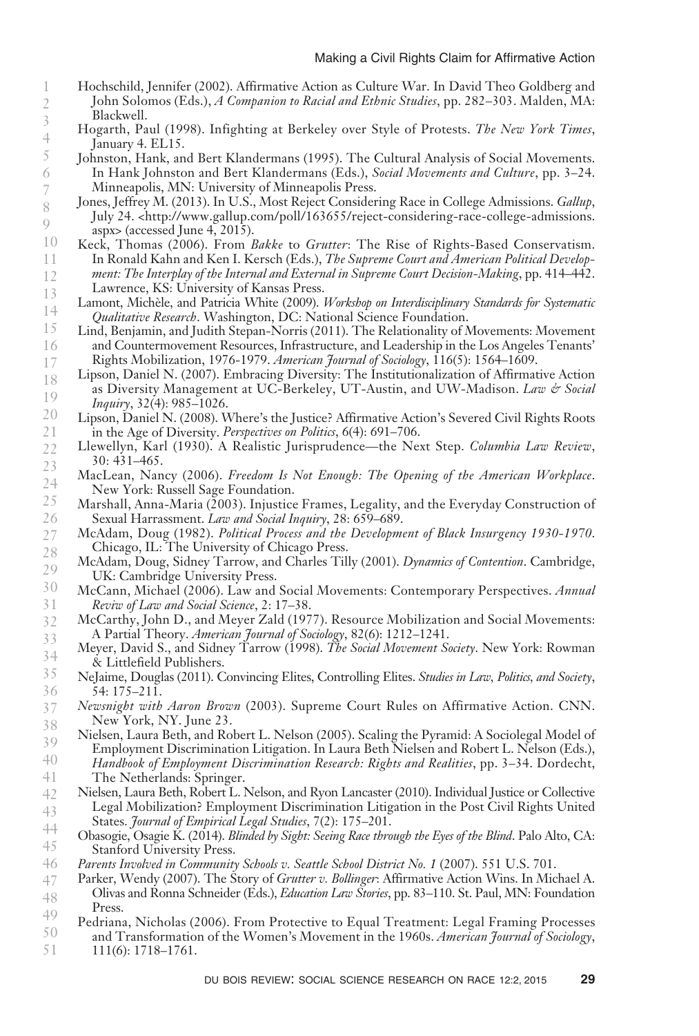Hochschild, Jennifer (2002). Affirmative Action as Culture War. In David Theo Goldberg and John Solomos (Eds.), *A Companion to Racial and Ethnic Studies*, pp. 282–303. Malden, MA: Blackwell.

Hogarth, Paul (1998). Infighting at Berkeley over Style of Protests. *The New York Times*, January 4. EL15.

Johnston, Hank, and Bert Klandermans (1995). The Cultural Analysis of Social Movements. In Hank Johnston and Bert Klandermans (Eds.), *Social Movements and Culture*, pp. 3–24. Minneapolis, MN: University of Minneapolis Press.

Jones, Jeffrey M. (2013). In U.S., Most Reject Considering Race in College Admissions. *Gallup*, July 24. <http://www.gallup.com/poll/163655/reject-considering-race-college-admissions.aspx> (accessed June 4, 2015).

Keck, Thomas (2006). From *Bakke* to *Grutter*: The Rise of Rights-Based Conservatism. In Ronald Kahn and Ken I. Kersch (Eds.), *The Supreme Court and American Political Development: The Interplay of the Internal and External in Supreme Court Decision-Making*, pp. 414–442. Lawrence, KS: University of Kansas Press.

Lamont, Michèle, and Patricia White (2009). *Workshop on Interdisciplinary Standards for Systematic Qualitative Research*. Washington, DC: National Science Foundation.

Lind, Benjamin, and Judith Stepan-Norris (2011). The Relationality of Movements: Movement and Countermovement Resources, Infrastructure, and Leadership in the Los Angeles Tenants' Rights Mobilization, 1976-1979. *American Journal of Sociology*, 116(5): 1564–1609.

Lipson, Daniel N. (2007). Embracing Diversity: The Institutionalization of Affirmative Action as Diversity Management at UC-Berkeley, UT-Austin, and UW-Madison. *Law & Social Inquiry*, 32(4): 985–1026.

Lipson, Daniel N. (2008). Where's the Justice? Affirmative Action's Severed Civil Rights Roots in the Age of Diversity. *Perspectives on Politics*, 6(4): 691–706.

Llewellyn, Karl (1930). A Realistic Jurisprudence—the Next Step. *Columbia Law Review*, 30: 431–465.

MacLean, Nancy (2006). *Freedom Is Not Enough: The Opening of the American Workplace*. New York: Russell Sage Foundation.

Marshall, Anna-Maria (2003). Injustice Frames, Legality, and the Everyday Construction of Sexual Harrassment. *Law and Social Inquiry*, 28: 659–689.

McAdam, Doug (1982). *Political Process and the Development of Black Insurgency 1930-1970*. Chicago, IL: The University of Chicago Press.

McAdam, Doug, Sidney Tarrow, and Charles Tilly (2001). *Dynamics of Contention*. Cambridge, UK: Cambridge University Press.

McCann, Michael (2006). Law and Social Movements: Contemporary Perspectives. *Annual Reviw of Law and Social Science*, 2: 17–38.

McCarthy, John D., and Meyer Zald (1977). Resource Mobilization and Social Movements: A Partial Theory. *American Journal of Sociology*, 82(6): 1212–1241.

Meyer, David S., and Sidney Tarrow (1998). *The Social Movement Society*. New York: Rowman & Littlefield Publishers.

NeJaime, Douglas (2011). Convincing Elites, Controlling Elites. *Studies in Law, Politics, and Society*, 54: 175–211.

*Newsnight with Aaron Brown* (2003). Supreme Court Rules on Affirmative Action. CNN. New York, NY. June 23.

Nielsen, Laura Beth, and Robert L. Nelson (2005). Scaling the Pyramid: A Sociolegal Model of Employment Discrimination Litigation. In Laura Beth Nielsen and Robert L. Nelson (Eds.), *Handbook of Employment Discrimination Research: Rights and Realities*, pp. 3–34. Dordecht, The Netherlands: Springer.

Nielsen, Laura Beth, Robert L. Nelson, and Ryon Lancaster (2010). Individual Justice or Collective Legal Mobilization? Employment Discrimination Litigation in the Post Civil Rights United States. *Journal of Empirical Legal Studies*, 7(2): 175–201.

Obasogie, Osagie K. (2014). *Blinded by Sight: Seeing Race through the Eyes of the Blind*. Palo Alto, CA: Stanford University Press.

*Parents Involved in Community Schools v. Seattle School District No. 1* (2007). 551 U.S. 701.

Parker, Wendy (2007). The Story of *Grutter v. Bollinger*: Affirmative Action Wins. In Michael A. Olivas and Ronna Schneider (Eds.), *Education Law Stories*, pp. 83–110. St. Paul, MN: Foundation Press.

Pedriana, Nicholas (2006). From Protective to Equal Treatment: Legal Framing Processes and Transformation of the Women's Movement in the 1960s. *American Journal of Sociology*, 111(6): 1718–1761.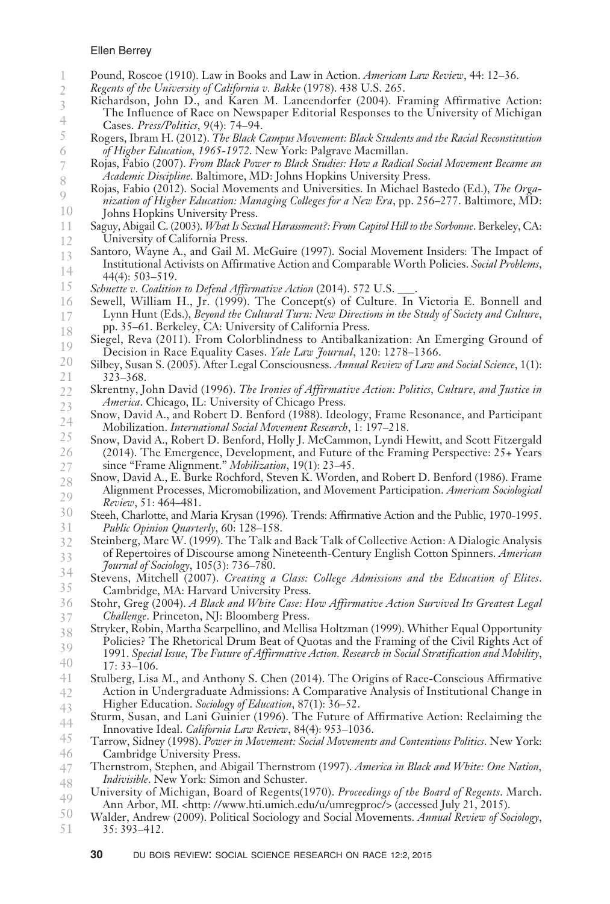Pound, Roscoe (1910). Law in Books and Law in Action. *American Law Review*, 44: 12–36.

*Regents of the University of California v. Bakke* (1978). 438 U.S. 265.

Richardson, John D., and Karen M. Lancendorfer (2004). Framing Affirmative Action: The Influence of Race on Newspaper Editorial Responses to the University of Michigan Cases. *Press/Politics*, 9(4): 74–94.

Rogers, Ibram H. (2012). *The Black Campus Movement: Black Students and the Racial Reconstitution of Higher Education, 1965-1972*. New York: Palgrave Macmillan.

Rojas, Fabio (2007). *From Black Power to Black Studies: How a Radical Social Movement Became an Academic Discipline*. Baltimore, MD: Johns Hopkins University Press.

Rojas, Fabio (2012). Social Movements and Universities. In Michael Bastedo (Ed.), *The Organization of Higher Education: Managing Colleges for a New Era*, pp. 256–277. Baltimore, MD: Johns Hopkins University Press.

Saguy, Abigail C. (2003). *What Is Sexual Harassment?: From Capitol Hill to the Sorbonne*. Berkeley, CA: University of California Press.

Santoro, Wayne A., and Gail M. McGuire (1997). Social Movement Insiders: The Impact of Institutional Activists on Affirmative Action and Comparable Worth Policies. *Social Problems*, 44(4): 503–519.

*Schuette v. Coalition to Defend Affirmative Action* (2014). 572 U.S. ___.

Sewell, William H., Jr. (1999). The Concept(s) of Culture. In Victoria E. Bonnell and Lynn Hunt (Eds.), *Beyond the Cultural Turn: New Directions in the Study of Society and Culture*, pp. 35–61. Berkeley, CA: University of California Press.

Siegel, Reva (2011). From Colorblindness to Antibalkanization: An Emerging Ground of Decision in Race Equality Cases. *Yale Law Journal*, 120: 1278–1366.

Silbey, Susan S. (2005). After Legal Consciousness. *Annual Review of Law and Social Science*, 1(1): 323–368.

Skrentny, John David (1996). *The Ironies of Affirmative Action: Politics, Culture, and Justice in America*. Chicago, IL: University of Chicago Press.

Snow, David A., and Robert D. Benford (1988). Ideology, Frame Resonance, and Participant Mobilization. *International Social Movement Research*, 1: 197–218.

Snow, David A., Robert D. Benford, Holly J. McCammon, Lyndi Hewitt, and Scott Fitzergald (2014). The Emergence, Development, and Future of the Framing Perspective: 25+ Years since "Frame Alignment." *Mobilization*, 19(1): 23–45.

Snow, David A., E. Burke Rochford, Steven K. Worden, and Robert D. Benford (1986). Frame Alignment Processes, Micromobilization, and Movement Participation. *American Sociological Review*, 51: 464–481.

Steeh, Charlotte, and Maria Krysan (1996). Trends: Affirmative Action and the Public, 1970-1995. *Public Opinion Quarterly*, 60: 128–158.

Steinberg, Marc W. (1999). The Talk and Back Talk of Collective Action: A Dialogic Analysis of Repertoires of Discourse among Nineteenth-Century English Cotton Spinners. *American Journal of Sociology*, 105(3): 736–780.

Stevens, Mitchell (2007). *Creating a Class: College Admissions and the Education of Elites*. Cambridge, MA: Harvard University Press.

Stohr, Greg (2004). *A Black and White Case: How Affirmative Action Survived Its Greatest Legal Challenge*. Princeton, NJ: Bloomberg Press.

Stryker, Robin, Martha Scarpellino, and Mellisa Holtzman (1999). Whither Equal Opportunity Policies? The Rhetorical Drum Beat of Quotas and the Framing of the Civil Rights Act of 1991. *Special Issue, The Future of Affirmative Action. Research in Social Stratification and Mobility*, 17: 33–106.

Stulberg, Lisa M., and Anthony S. Chen (2014). The Origins of Race-Conscious Affirmative Action in Undergraduate Admissions: A Comparative Analysis of Institutional Change in Higher Education. *Sociology of Education*, 87(1): 36–52.

Sturm, Susan, and Lani Guinier (1996). The Future of Affirmative Action: Reclaiming the Innovative Ideal. *California Law Review*, 84(4): 953–1036.

Tarrow, Sidney (1998). *Power in Movement: Social Movements and Contentious Politics*. New York: Cambridge University Press.

Thernstrom, Stephen, and Abigail Thernstrom (1997). *America in Black and White: One Nation, Indivisible*. New York: Simon and Schuster.

University of Michigan, Board of Regents(1970). *Proceedings of the Board of Regents*. March. Ann Arbor, MI. <http: //www.hti.umich.edu/u/umregproc/> (accessed July 21, 2015).

Walder, Andrew (2009). Political Sociology and Social Movements. *Annual Review of Sociology*, 35: 393–412.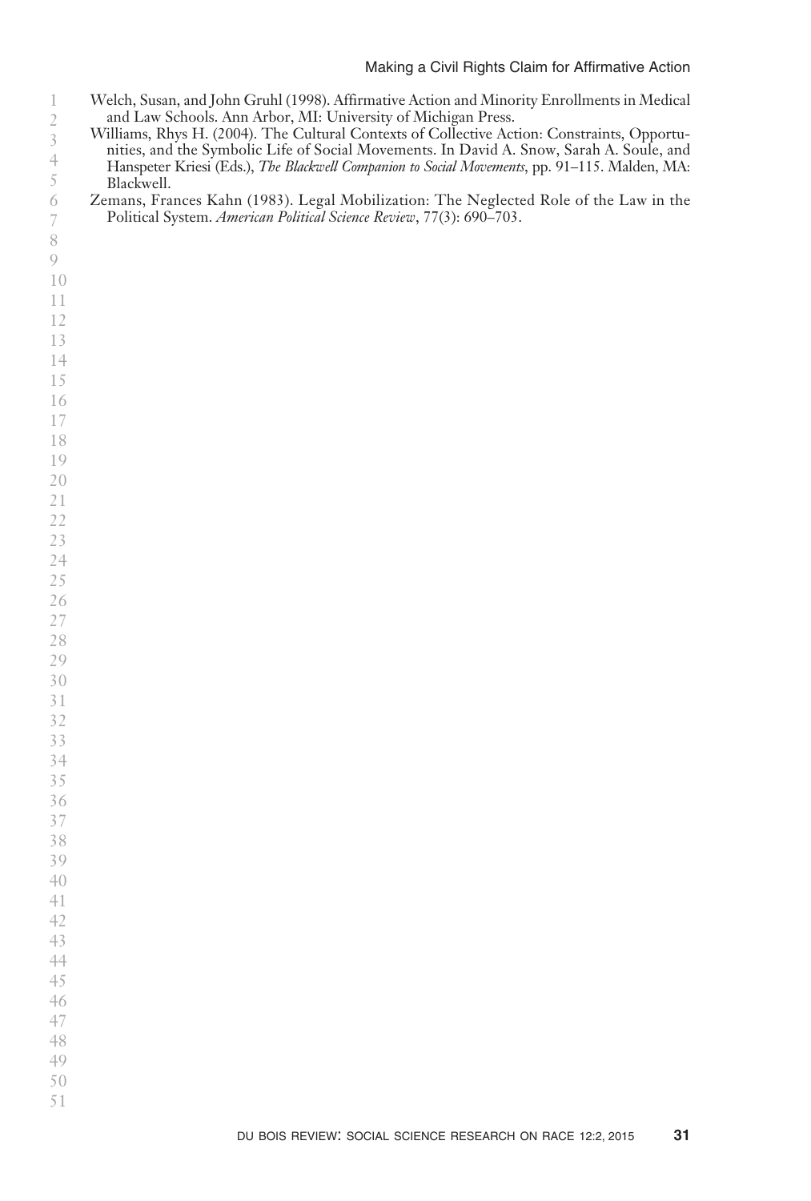Welch, Susan, and John Gruhl (1998). Affirmative Action and Minority Enrollments in Medical and Law Schools. Ann Arbor, MI: University of Michigan Press.

Williams, Rhys H. (2004). The Cultural Contexts of Collective Action: Constraints, Opportunities, and the Symbolic Life of Social Movements. In David A. Snow, Sarah A. Soule, and Hanspeter Kriesi (Eds.), *The Blackwell Companion to Social Movements*, pp. 91–115. Malden, MA: Blackwell.

Zemans, Frances Kahn (1983). Legal Mobilization: The Neglected Role of the Law in the Political System. *American Political Science Review*, 77(3): 690–703.